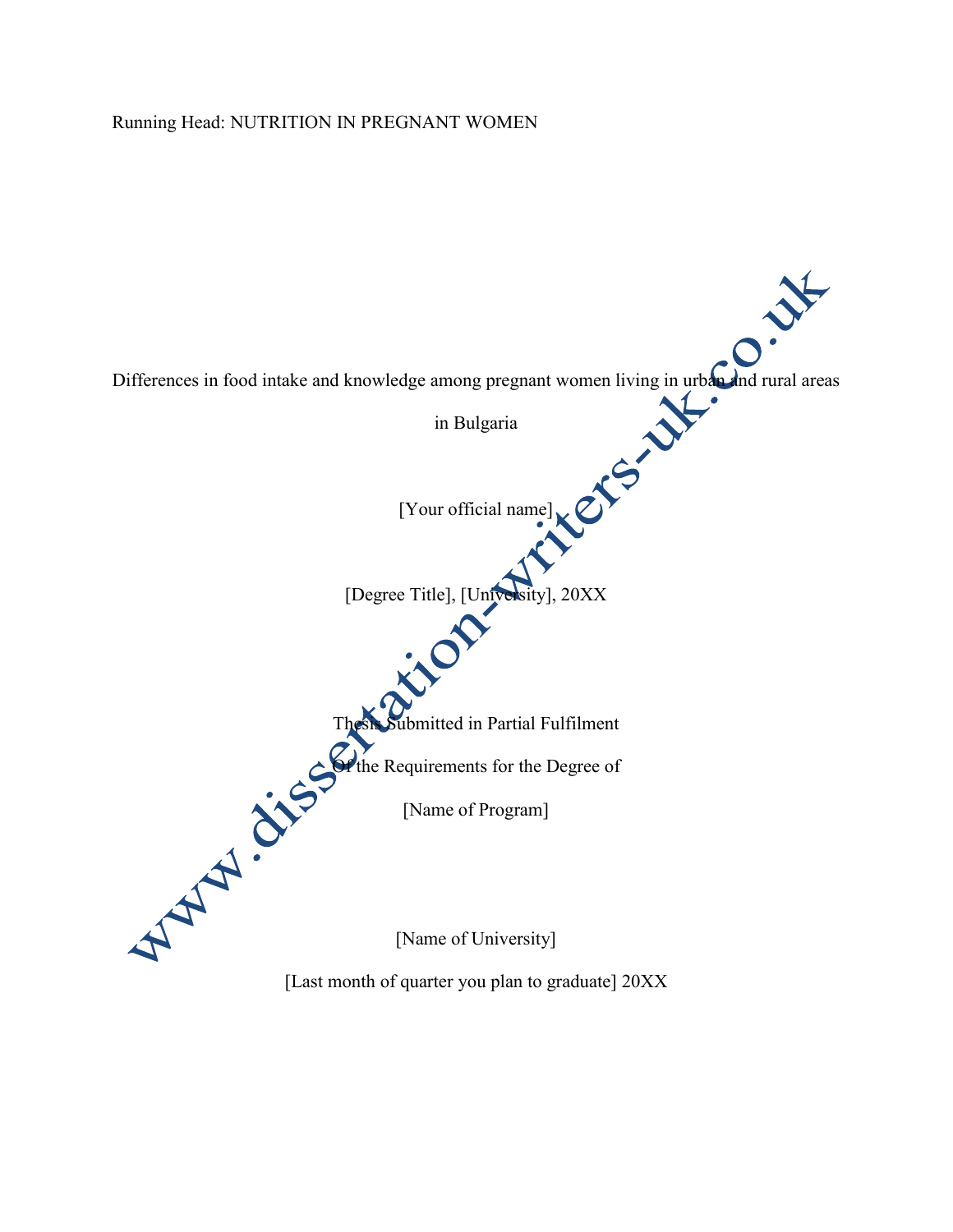Running Head: NUTRITION IN PREGNANT WOMEN

# Differences in food intake and knowledge among pregnant women living in urban and rural areas in Bulgaria

[Your official name]

[Degree Title], [University], 20XX

Thesis Submitted in Partial Fulfilment

Of the Requirements for the Degree of

[Name of Program]

[Name of University]

[Last month of quarter you plan to graduate] 20XX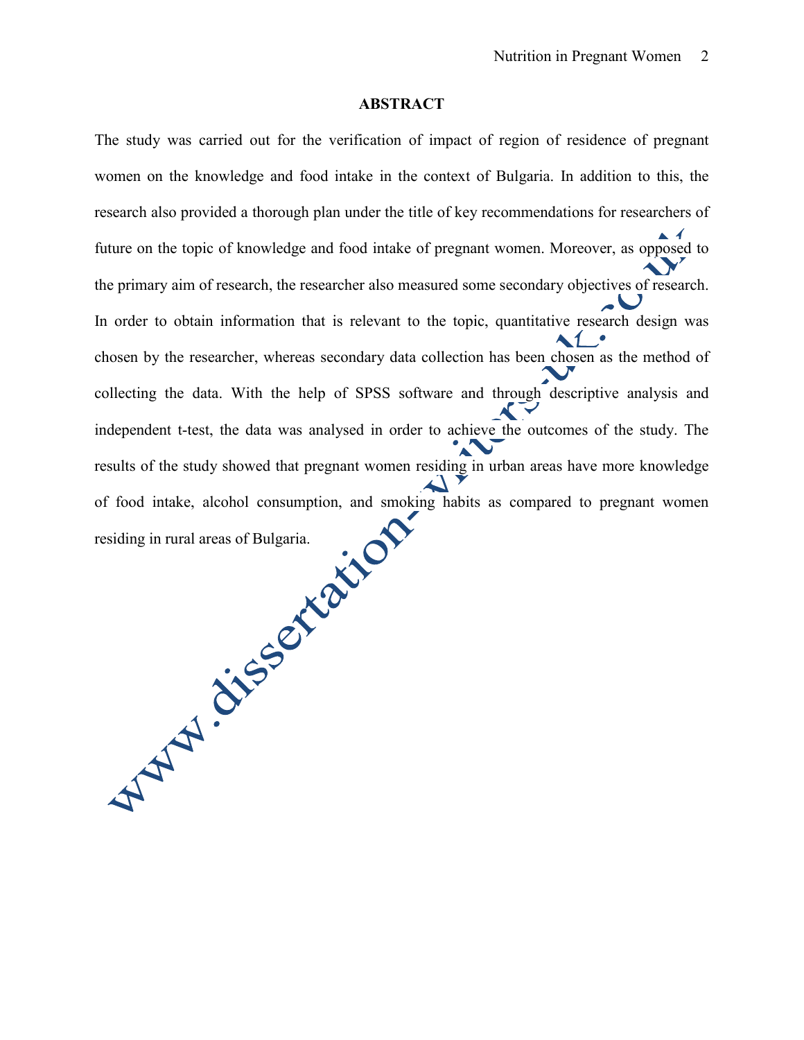## ABSTRACT

The study was carried out for the verification of impact of region of residence of pregnant women on the knowledge and food intake in the context of Bulgaria. In addition to this, the research also provided a thorough plan under the title of key recommendations for researchers of future on the topic of knowledge and food intake of pregnant women. Moreover, as opposed to the primary aim of research, the researcher also measured some secondary objectives of research. In order to obtain information that is relevant to the topic, quantitative research design was chosen by the researcher, whereas secondary data collection has been chosen as the method of collecting the data. With the help of SPSS software and through descriptive analysis and independent t-test, the data was analysed in order to achieve the outcomes of the study. The results of the study showed that pregnant women residing in urban areas have more knowledge of food intake, alcohol consumption, and smoking habits as compared to pregnant women residing in rural areas of Bulgaria.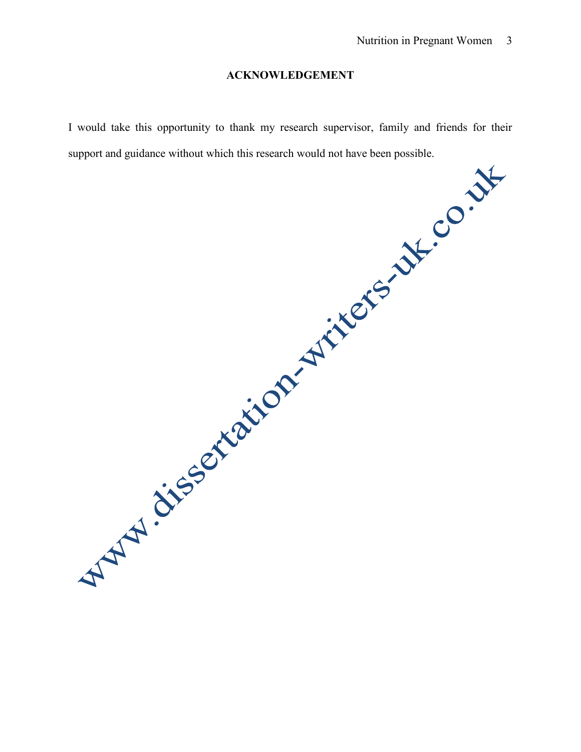## ACKNOWLEDGEMENT

I would take this opportunity to thank my research supervisor, family and friends for their support and guidance without which this research would not have been possible.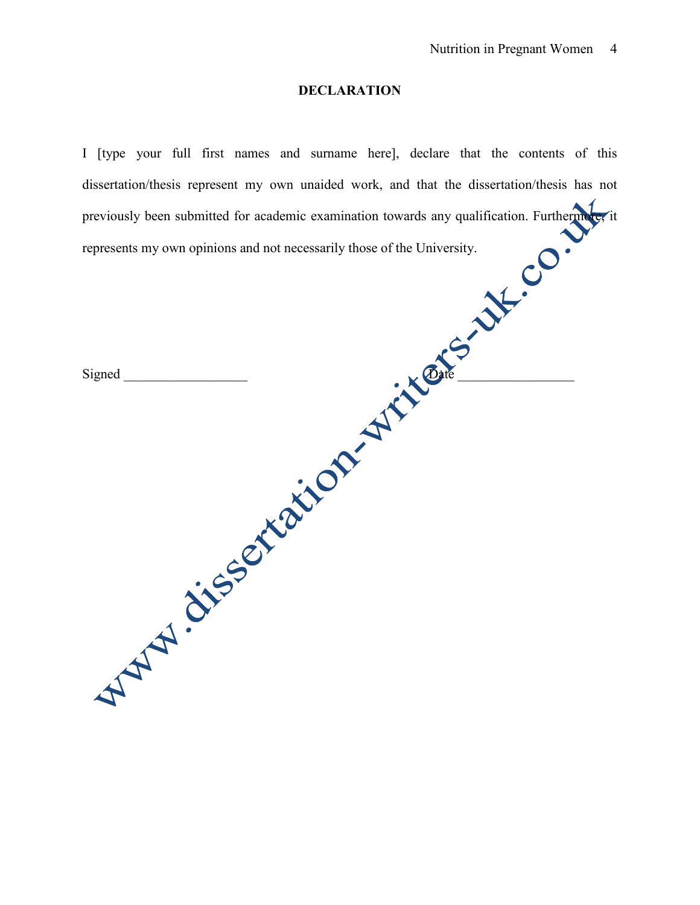# DECLARATION

I [type your full first names and surname here], declare that the contents of this dissertation/thesis represent my own unaided work, and that the dissertation/thesis has not previously been submitted for academic examination towards any qualification. Furthermore, it represents my own opinions and not necessarily those of the University.

Signed __________________ Date _________________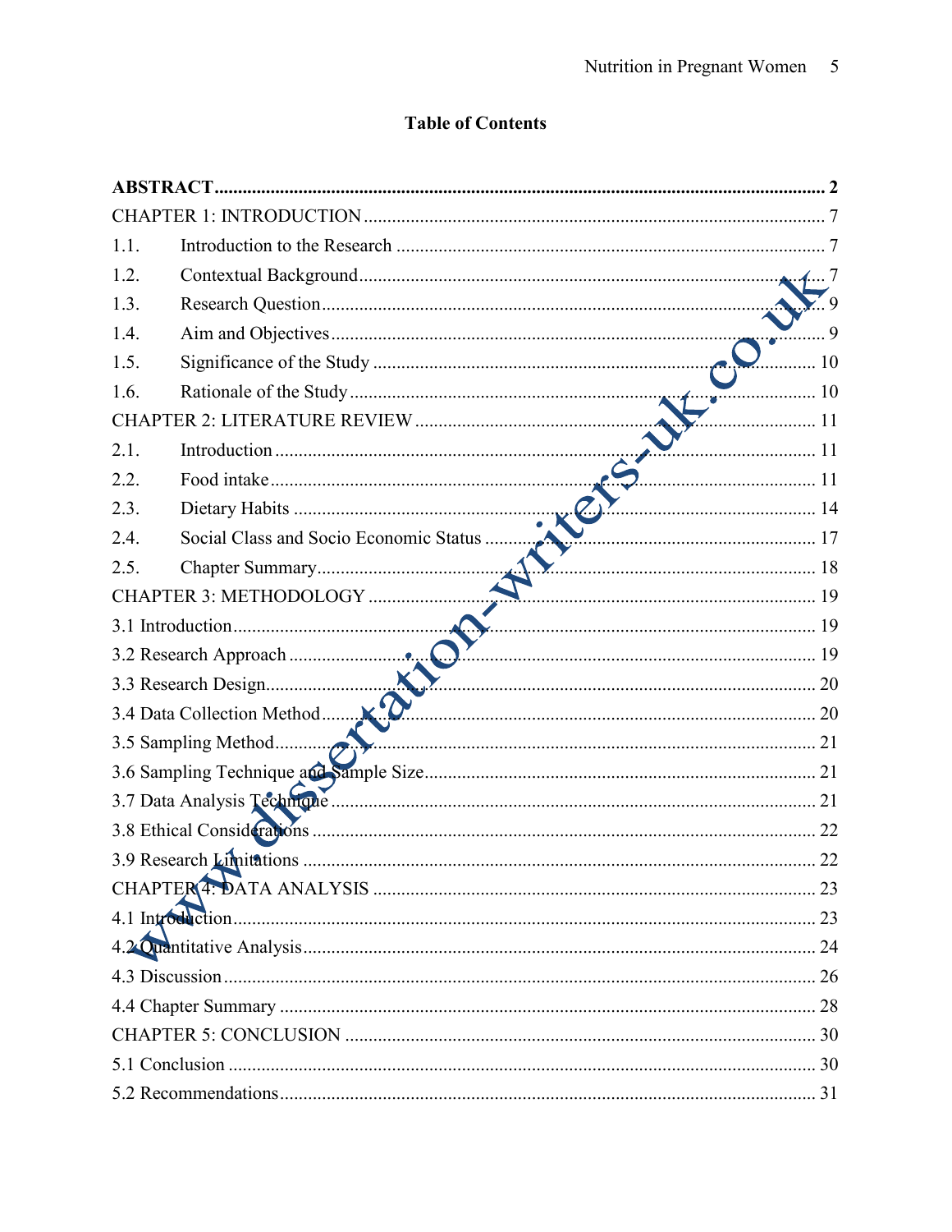**Table of Contents**

**ABSTRACT** .......... **2**

CHAPTER 1: INTRODUCTION .......... 7

1.1. Introduction to the Research .......... 7

1.2. Contextual Background .......... 7

1.3. Research Question .......... 9

1.4. Aim and Objectives .......... 9

1.5. Significance of the Study .......... 10

1.6. Rationale of the Study .......... 10

CHAPTER 2: LITERATURE REVIEW .......... 11

2.1. Introduction .......... 11

2.2. Food intake .......... 11

2.3. Dietary Habits .......... 14

2.4. Social Class and Socio Economic Status .......... 17

2.5. Chapter Summary .......... 18

CHAPTER 3: METHODOLOGY .......... 19

3.1 Introduction .......... 19

3.2 Research Approach .......... 19

3.3 Research Design .......... 20

3.4 Data Collection Method .......... 20

3.5 Sampling Method .......... 21

3.6 Sampling Technique and Sample Size .......... 21

3.7 Data Analysis Technique .......... 21

3.8 Ethical Considerations .......... 22

3.9 Research Limitations .......... 22

CHAPTER 4: DATA ANALYSIS .......... 23

4.1 Introduction .......... 23

4.2 Quantitative Analysis .......... 24

4.3 Discussion .......... 26

4.4 Chapter Summary .......... 28

CHAPTER 5: CONCLUSION .......... 30

5.1 Conclusion .......... 30

5.2 Recommendations .......... 31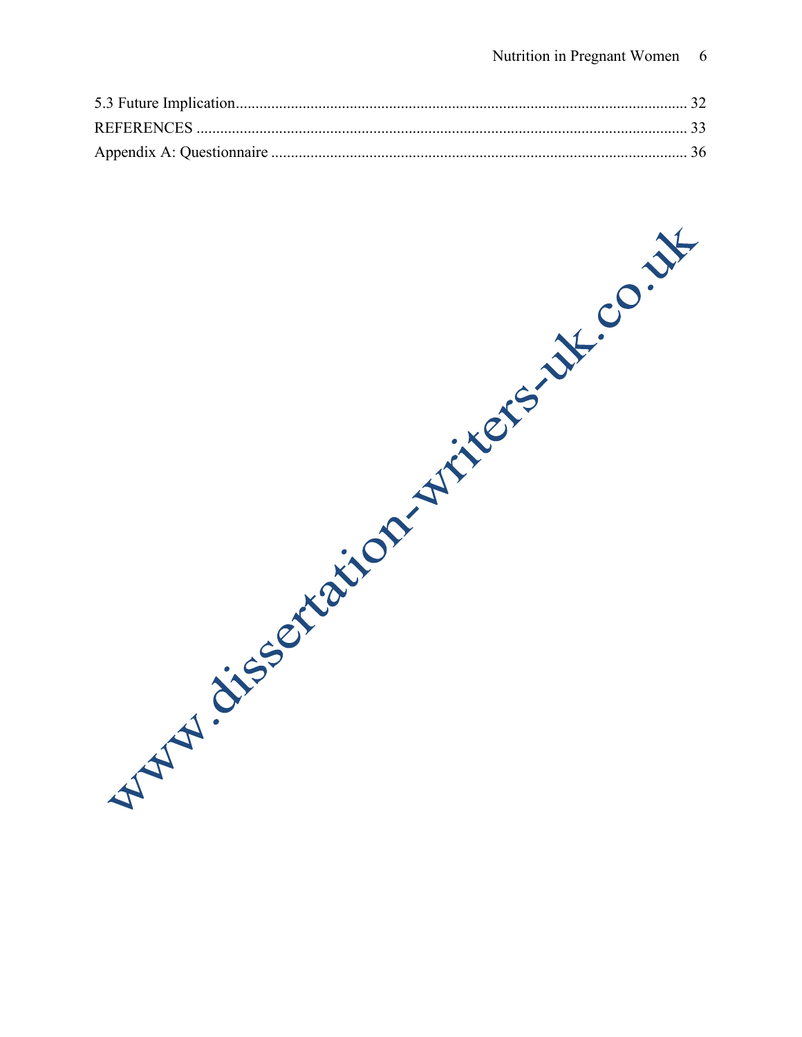5.3 Future Implication................................................................................................................. 32

REFERENCES ........................................................................................................................... 33

Appendix A: Questionnaire ........................................................................................................ 36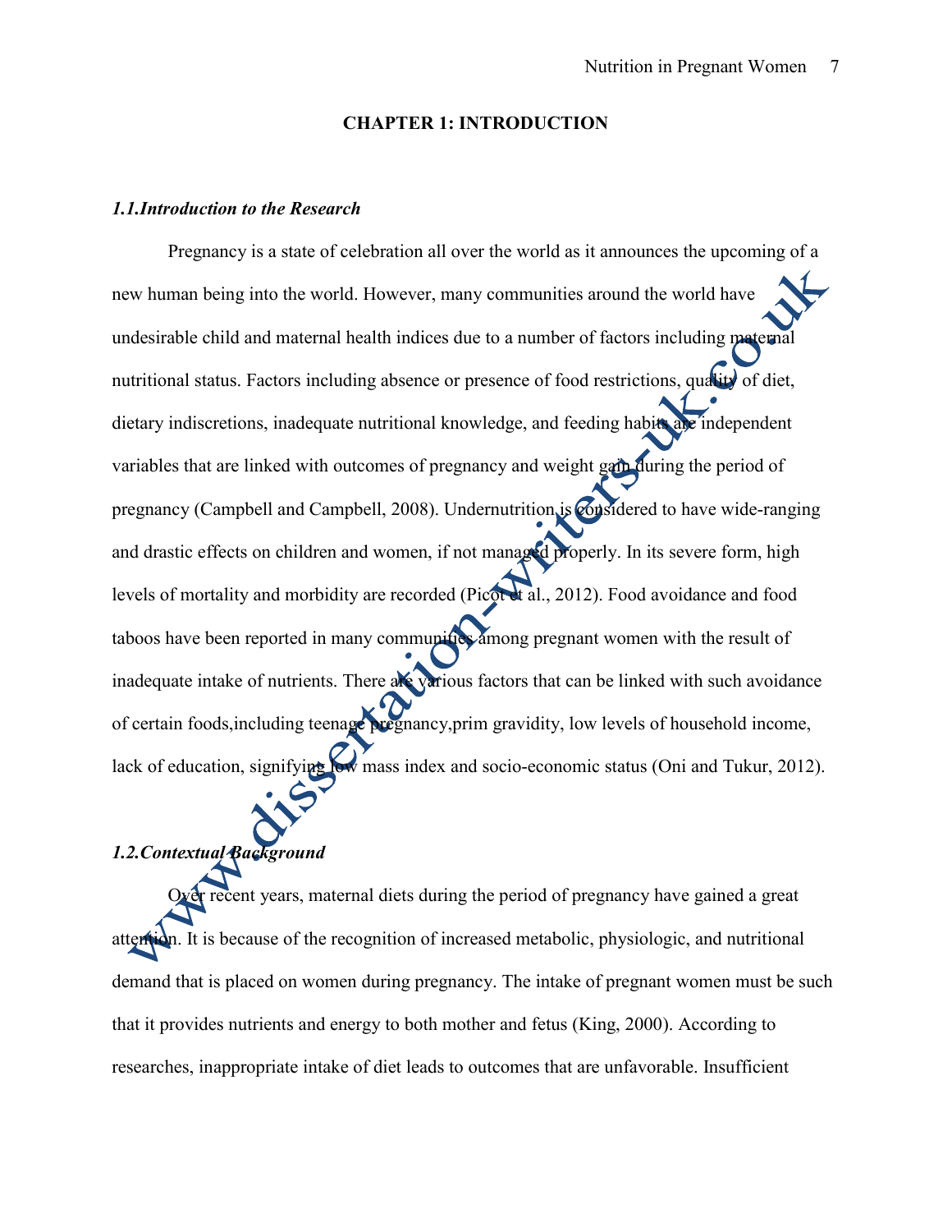# CHAPTER 1: INTRODUCTION

### *1.1.Introduction to the Research*

Pregnancy is a state of celebration all over the world as it announces the upcoming of a new human being into the world. However, many communities around the world have undesirable child and maternal health indices due to a number of factors including maternal nutritional status. Factors including absence or presence of food restrictions, quality of diet, dietary indiscretions, inadequate nutritional knowledge, and feeding habits are independent variables that are linked with outcomes of pregnancy and weight gain during the period of pregnancy (Campbell and Campbell, 2008). Undernutrition is considered to have wide-ranging and drastic effects on children and women, if not managed properly. In its severe form, high levels of mortality and morbidity are recorded (Picot et al., 2012). Food avoidance and food taboos have been reported in many communities among pregnant women with the result of inadequate intake of nutrients. There are various factors that can be linked with such avoidance of certain foods,including teenage pregnancy,prim gravidity, low levels of household income, lack of education, signifying low mass index and socio-economic status (Oni and Tukur, 2012).

### *1.2.Contextual Background*

Over recent years, maternal diets during the period of pregnancy have gained a great attention. It is because of the recognition of increased metabolic, physiologic, and nutritional demand that is placed on women during pregnancy. The intake of pregnant women must be such that it provides nutrients and energy to both mother and fetus (King, 2000). According to researches, inappropriate intake of diet leads to outcomes that are unfavorable. Insufficient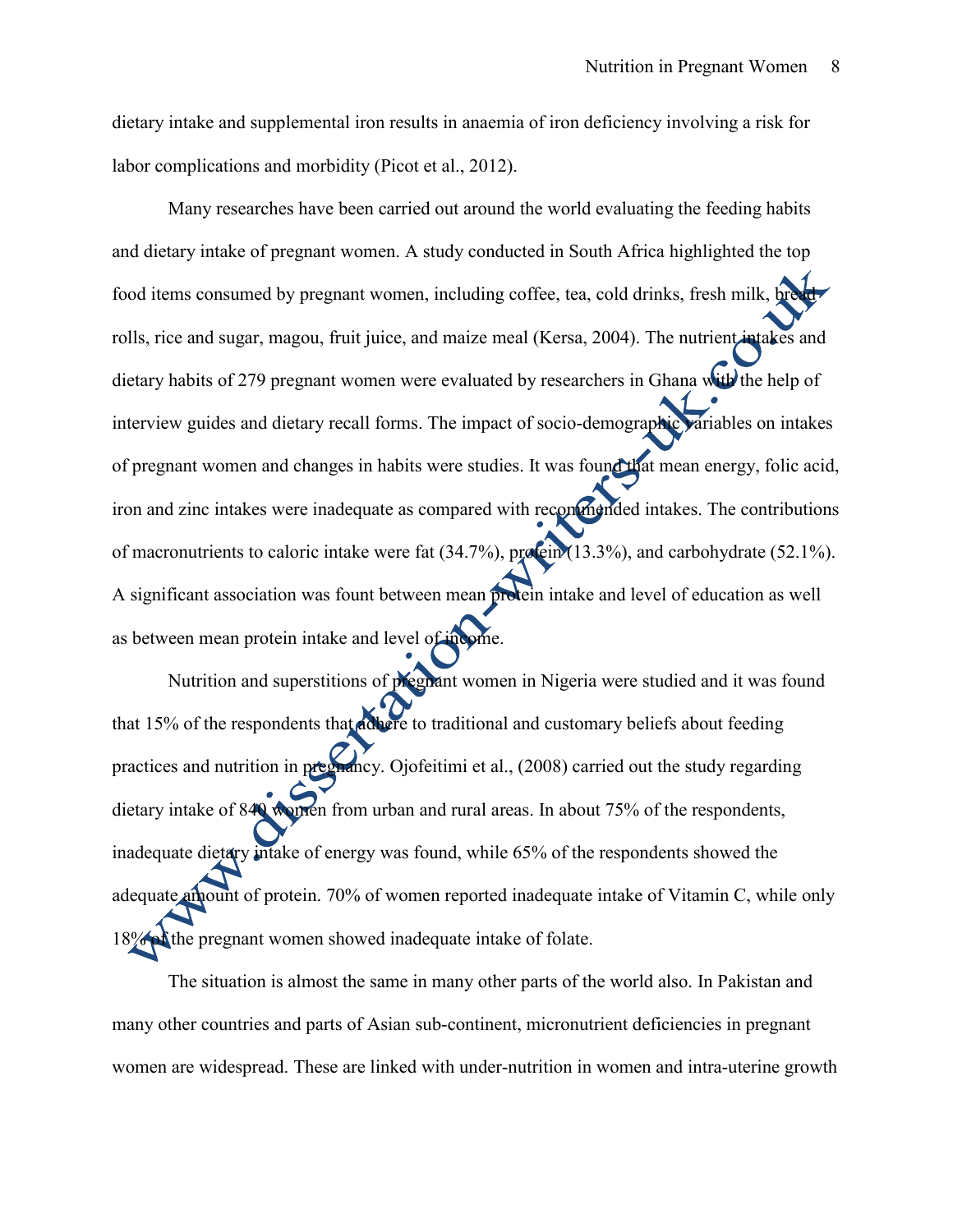dietary intake and supplemental iron results in anaemia of iron deficiency involving a risk for labor complications and morbidity (Picot et al., 2012).

Many researches have been carried out around the world evaluating the feeding habits and dietary intake of pregnant women. A study conducted in South Africa highlighted the top food items consumed by pregnant women, including coffee, tea, cold drinks, fresh milk, bread rolls, rice and sugar, magou, fruit juice, and maize meal (Kersa, 2004). The nutrient intakes and dietary habits of 279 pregnant women were evaluated by researchers in Ghana with the help of interview guides and dietary recall forms. The impact of socio-demographic variables on intakes of pregnant women and changes in habits were studies. It was found that mean energy, folic acid, iron and zinc intakes were inadequate as compared with recommended intakes. The contributions of macronutrients to caloric intake were fat (34.7%), protein (13.3%), and carbohydrate (52.1%). A significant association was fount between mean protein intake and level of education as well as between mean protein intake and level of income.

Nutrition and superstitions of pregnant women in Nigeria were studied and it was found that 15% of the respondents that adhere to traditional and customary beliefs about feeding practices and nutrition in pregnancy. Ojofeitimi et al., (2008) carried out the study regarding dietary intake of 840 women from urban and rural areas. In about 75% of the respondents, inadequate dietary intake of energy was found, while 65% of the respondents showed the adequate amount of protein. 70% of women reported inadequate intake of Vitamin C, while only 18% of the pregnant women showed inadequate intake of folate.

The situation is almost the same in many other parts of the world also. In Pakistan and many other countries and parts of Asian sub-continent, micronutrient deficiencies in pregnant women are widespread. These are linked with under-nutrition in women and intra-uterine growth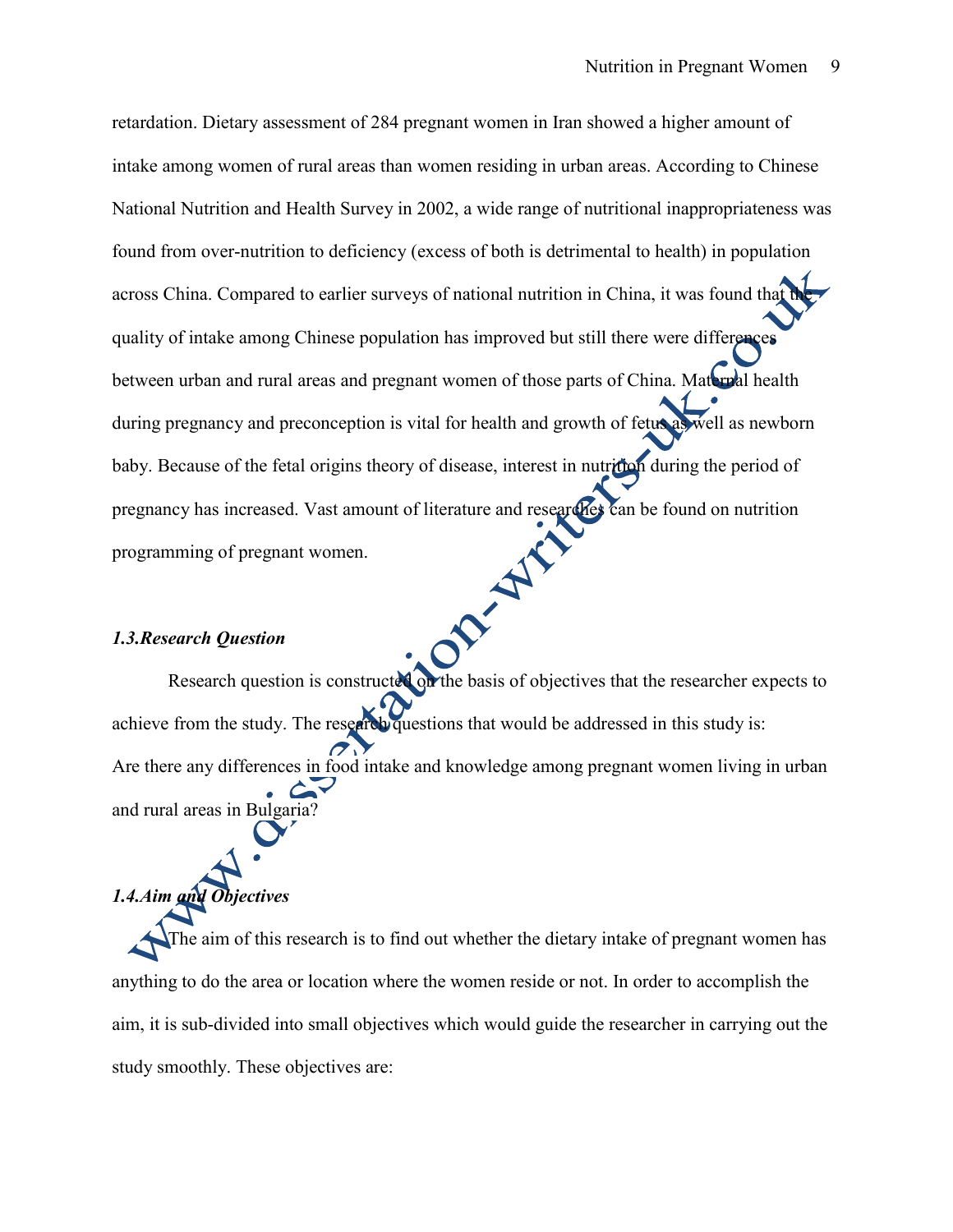retardation. Dietary assessment of 284 pregnant women in Iran showed a higher amount of intake among women of rural areas than women residing in urban areas. According to Chinese National Nutrition and Health Survey in 2002, a wide range of nutritional inappropriateness was found from over-nutrition to deficiency (excess of both is detrimental to health) in population across China. Compared to earlier surveys of national nutrition in China, it was found that the quality of intake among Chinese population has improved but still there were differences between urban and rural areas and pregnant women of those parts of China. Maternal health during pregnancy and preconception is vital for health and growth of fetus as well as newborn baby. Because of the fetal origins theory of disease, interest in nutrition during the period of pregnancy has increased. Vast amount of literature and researches can be found on nutrition programming of pregnant women.

### *1.3.Research Question*

Research question is constructed on the basis of objectives that the researcher expects to achieve from the study. The research questions that would be addressed in this study is: Are there any differences in food intake and knowledge among pregnant women living in urban and rural areas in Bulgaria?

### *1.4.Aim and Objectives*

The aim of this research is to find out whether the dietary intake of pregnant women has anything to do the area or location where the women reside or not. In order to accomplish the aim, it is sub-divided into small objectives which would guide the researcher in carrying out the study smoothly. These objectives are: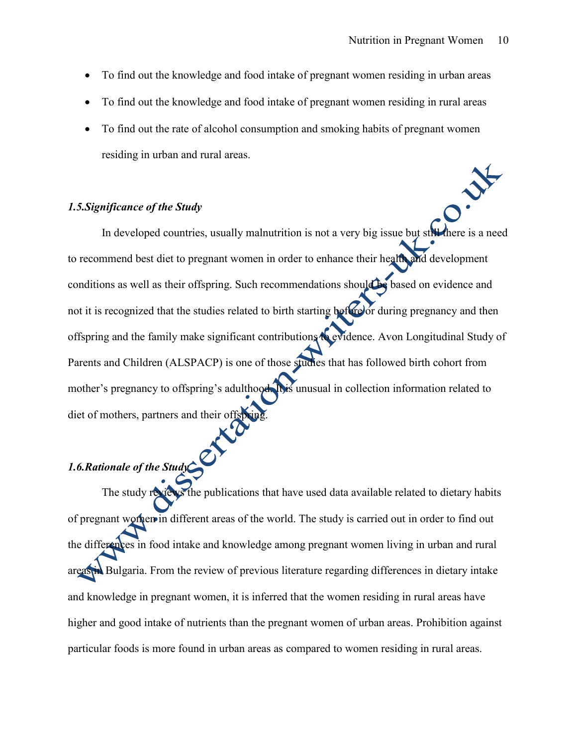- To find out the knowledge and food intake of pregnant women residing in urban areas
- To find out the knowledge and food intake of pregnant women residing in rural areas
- To find out the rate of alcohol consumption and smoking habits of pregnant women residing in urban and rural areas.

### *1.5.Significance of the Study*

In developed countries, usually malnutrition is not a very big issue but still there is a need to recommend best diet to pregnant women in order to enhance their health and development conditions as well as their offspring. Such recommendations should be based on evidence and not it is recognized that the studies related to birth starting before or during pregnancy and then offspring and the family make significant contributions to evidence. Avon Longitudinal Study of Parents and Children (ALSPACP) is one of those studies that has followed birth cohort from mother's pregnancy to offspring's adulthood. It is unusual in collection information related to diet of mothers, partners and their offspring.

### *1.6.Rationale of the Study*

The study reviews the publications that have used data available related to dietary habits of pregnant women in different areas of the world. The study is carried out in order to find out the differences in food intake and knowledge among pregnant women living in urban and rural areas in Bulgaria. From the review of previous literature regarding differences in dietary intake and knowledge in pregnant women, it is inferred that the women residing in rural areas have higher and good intake of nutrients than the pregnant women of urban areas. Prohibition against particular foods is more found in urban areas as compared to women residing in rural areas.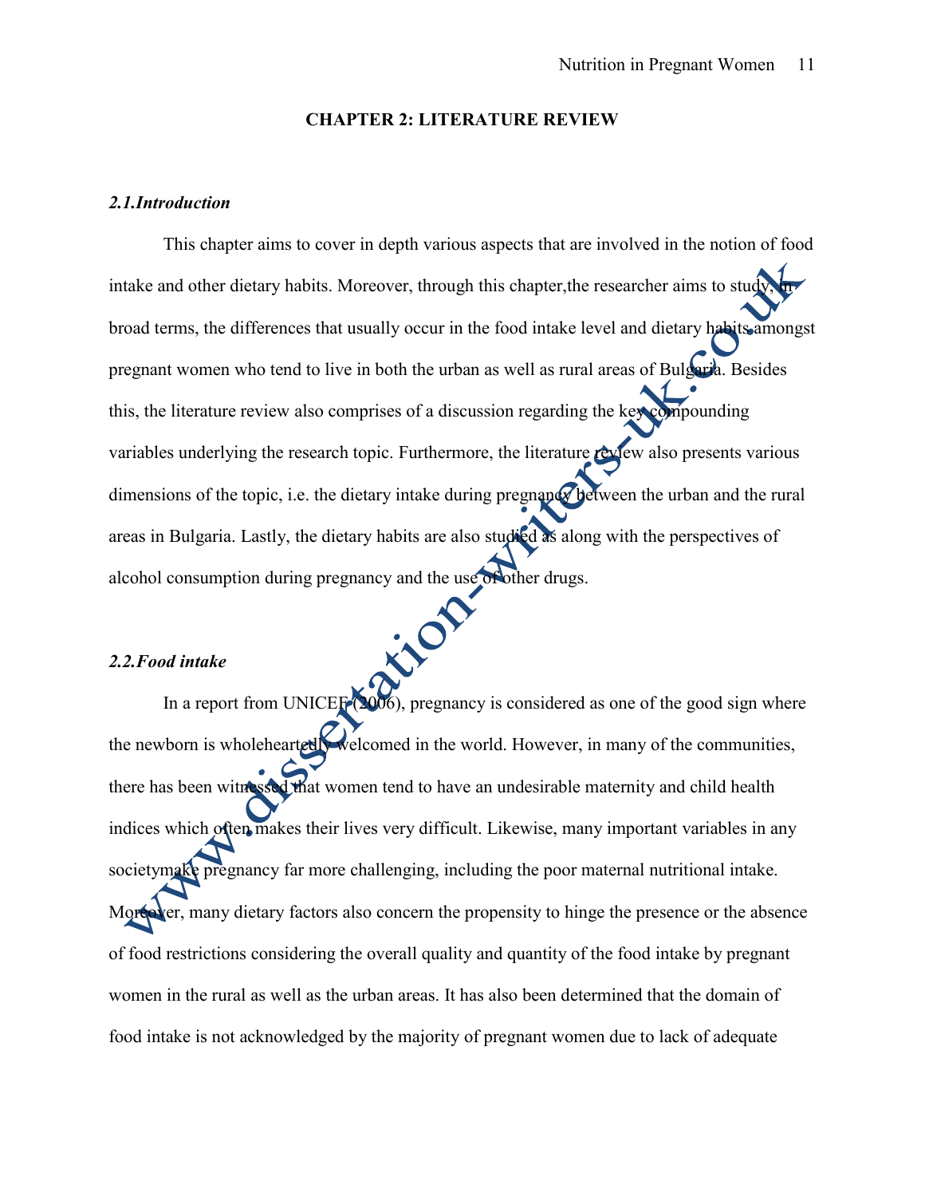## CHAPTER 2: LITERATURE REVIEW

### *2.1.Introduction*

This chapter aims to cover in depth various aspects that are involved in the notion of food intake and other dietary habits. Moreover, through this chapter,the researcher aims to study, in broad terms, the differences that usually occur in the food intake level and dietary habits amongst pregnant women who tend to live in both the urban as well as rural areas of Bulgaria. Besides this, the literature review also comprises of a discussion regarding the key compounding variables underlying the research topic. Furthermore, the literature review also presents various dimensions of the topic, i.e. the dietary intake during pregnancy between the urban and the rural areas in Bulgaria. Lastly, the dietary habits are also studied as along with the perspectives of alcohol consumption during pregnancy and the use of other drugs.

### *2.2.Food intake*

In a report from UNICEF (2006), pregnancy is considered as one of the good sign where the newborn is wholeheartedly welcomed in the world. However, in many of the communities, there has been witnessed that women tend to have an undesirable maternity and child health indices which often makes their lives very difficult. Likewise, many important variables in any societymake pregnancy far more challenging, including the poor maternal nutritional intake. Moreover, many dietary factors also concern the propensity to hinge the presence or the absence of food restrictions considering the overall quality and quantity of the food intake by pregnant women in the rural as well as the urban areas. It has also been determined that the domain of food intake is not acknowledged by the majority of pregnant women due to lack of adequate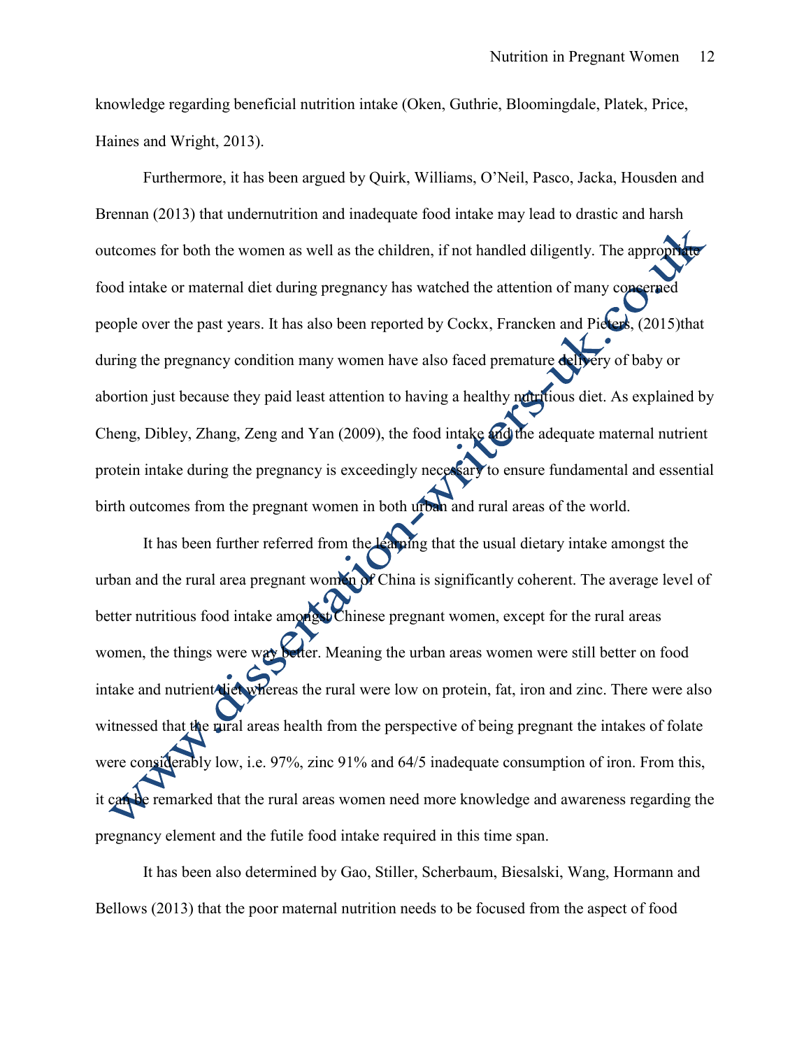knowledge regarding beneficial nutrition intake (Oken, Guthrie, Bloomingdale, Platek, Price, Haines and Wright, 2013).

Furthermore, it has been argued by Quirk, Williams, O'Neil, Pasco, Jacka, Housden and Brennan (2013) that undernutrition and inadequate food intake may lead to drastic and harsh outcomes for both the women as well as the children, if not handled diligently. The appropriate food intake or maternal diet during pregnancy has watched the attention of many concerned people over the past years. It has also been reported by Cockx, Francken and Pieters, (2015)that during the pregnancy condition many women have also faced premature delivery of baby or abortion just because they paid least attention to having a healthy nutritious diet. As explained by Cheng, Dibley, Zhang, Zeng and Yan (2009), the food intake and the adequate maternal nutrient protein intake during the pregnancy is exceedingly necessary to ensure fundamental and essential birth outcomes from the pregnant women in both urban and rural areas of the world.

It has been further referred from the learning that the usual dietary intake amongst the urban and the rural area pregnant women of China is significantly coherent. The average level of better nutritious food intake amongst Chinese pregnant women, except for the rural areas women, the things were way better. Meaning the urban areas women were still better on food intake and nutrient diet whereas the rural were low on protein, fat, iron and zinc. There were also witnessed that the rural areas health from the perspective of being pregnant the intakes of folate were considerably low, i.e. 97%, zinc 91% and 64/5 inadequate consumption of iron. From this, it can be remarked that the rural areas women need more knowledge and awareness regarding the pregnancy element and the futile food intake required in this time span.

It has been also determined by Gao, Stiller, Scherbaum, Biesalski, Wang, Hormann and Bellows (2013) that the poor maternal nutrition needs to be focused from the aspect of food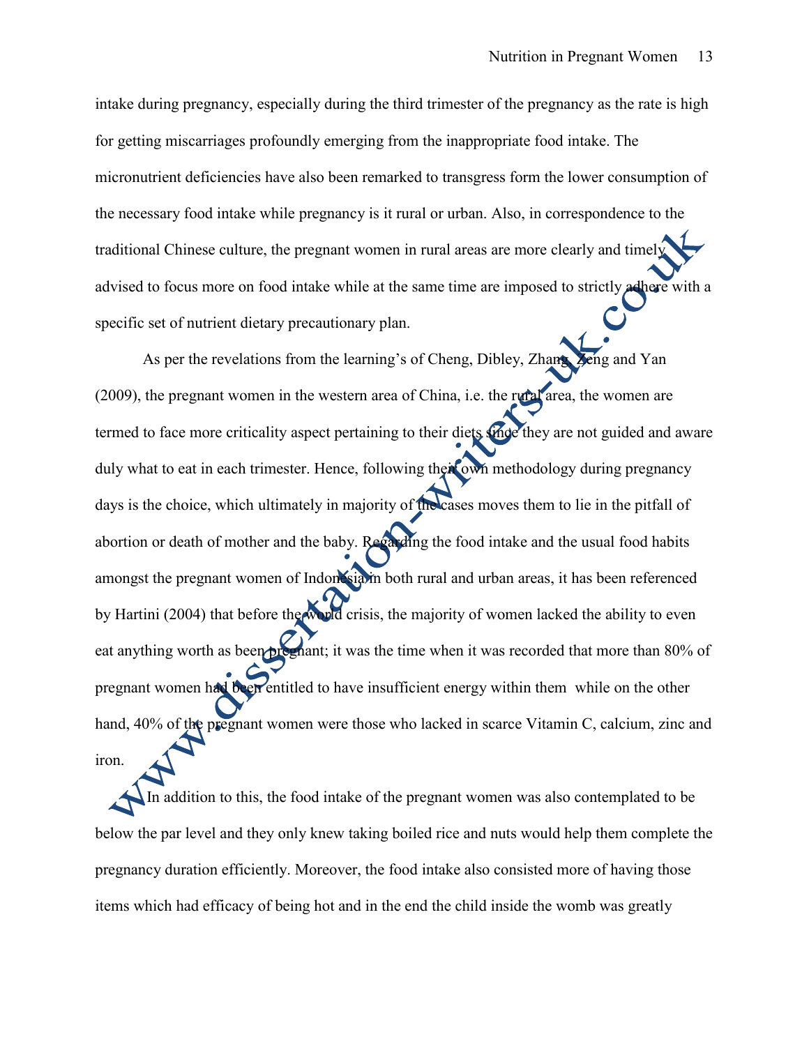intake during pregnancy, especially during the third trimester of the pregnancy as the rate is high for getting miscarriages profoundly emerging from the inappropriate food intake. The micronutrient deficiencies have also been remarked to transgress form the lower consumption of the necessary food intake while pregnancy is it rural or urban. Also, in correspondence to the traditional Chinese culture, the pregnant women in rural areas are more clearly and timely advised to focus more on food intake while at the same time are imposed to strictly adhere with a specific set of nutrient dietary precautionary plan.

As per the revelations from the learning's of Cheng, Dibley, Zhang, Zeng and Yan (2009), the pregnant women in the western area of China, i.e. the rural area, the women are termed to face more criticality aspect pertaining to their diets since they are not guided and aware duly what to eat in each trimester. Hence, following their own methodology during pregnancy days is the choice, which ultimately in majority of the cases moves them to lie in the pitfall of abortion or death of mother and the baby. Regarding the food intake and the usual food habits amongst the pregnant women of Indonesia in both rural and urban areas, it has been referenced by Hartini (2004) that before the world crisis, the majority of women lacked the ability to even eat anything worth as been pregnant; it was the time when it was recorded that more than 80% of pregnant women had been entitled to have insufficient energy within them while on the other hand, 40% of the pregnant women were those who lacked in scarce Vitamin C, calcium, zinc and iron.

In addition to this, the food intake of the pregnant women was also contemplated to be below the par level and they only knew taking boiled rice and nuts would help them complete the pregnancy duration efficiently. Moreover, the food intake also consisted more of having those items which had efficacy of being hot and in the end the child inside the womb was greatly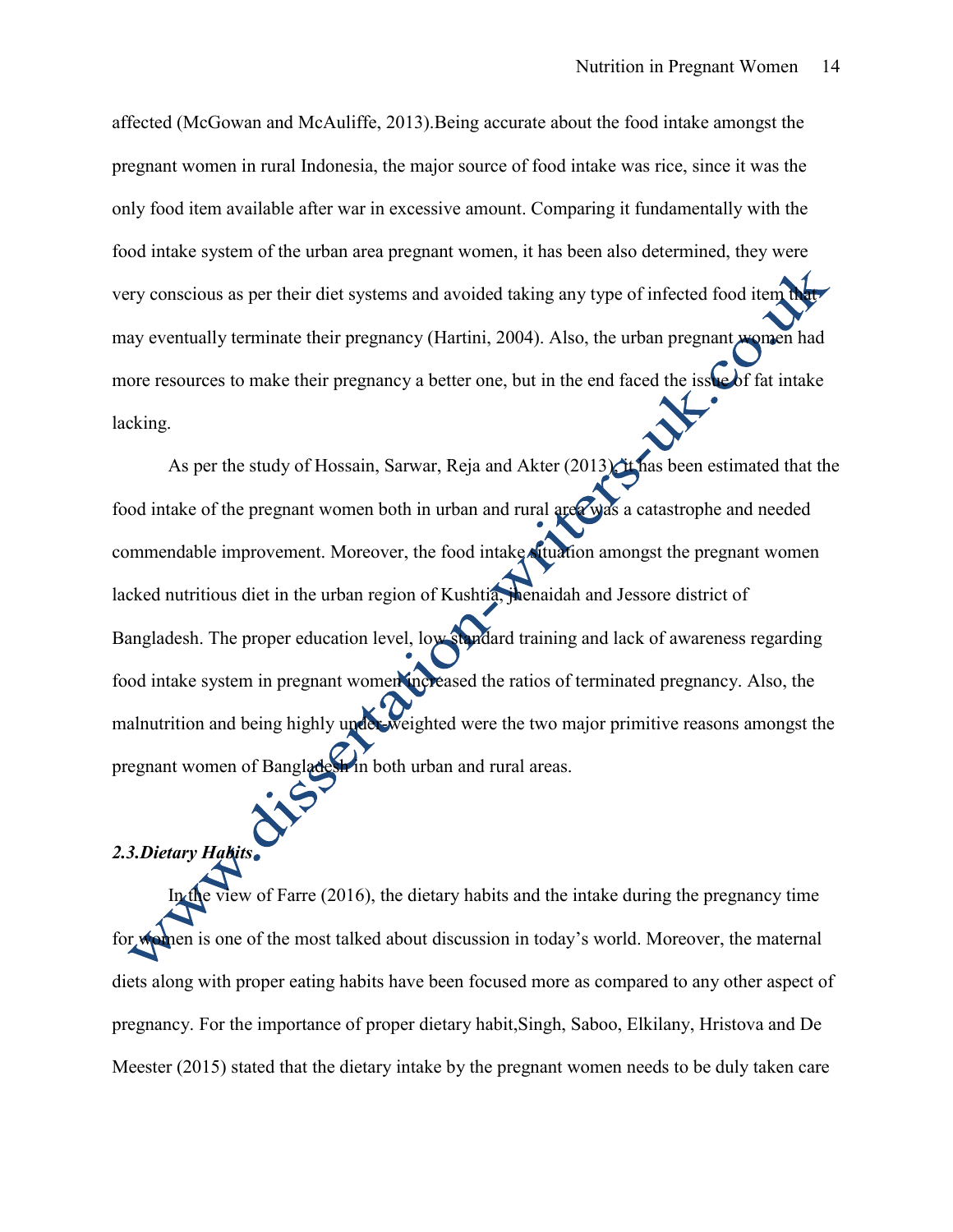affected (McGowan and McAuliffe, 2013).Being accurate about the food intake amongst the pregnant women in rural Indonesia, the major source of food intake was rice, since it was the only food item available after war in excessive amount. Comparing it fundamentally with the food intake system of the urban area pregnant women, it has been also determined, they were very conscious as per their diet systems and avoided taking any type of infected food item that may eventually terminate their pregnancy (Hartini, 2004). Also, the urban pregnant women had more resources to make their pregnancy a better one, but in the end faced the issue of fat intake lacking.

As per the study of Hossain, Sarwar, Reja and Akter (2013), it has been estimated that the food intake of the pregnant women both in urban and rural area was a catastrophe and needed commendable improvement. Moreover, the food intake situation amongst the pregnant women lacked nutritious diet in the urban region of Kushtia, jhenaidah and Jessore district of Bangladesh. The proper education level, low standard training and lack of awareness regarding food intake system in pregnant women increased the ratios of terminated pregnancy. Also, the malnutrition and being highly under-weighted were the two major primitive reasons amongst the pregnant women of Bangladesh in both urban and rural areas.

### *2.3.Dietary Habits*

In the view of Farre (2016), the dietary habits and the intake during the pregnancy time for women is one of the most talked about discussion in today's world. Moreover, the maternal diets along with proper eating habits have been focused more as compared to any other aspect of pregnancy. For the importance of proper dietary habit,Singh, Saboo, Elkilany, Hristova and De Meester (2015) stated that the dietary intake by the pregnant women needs to be duly taken care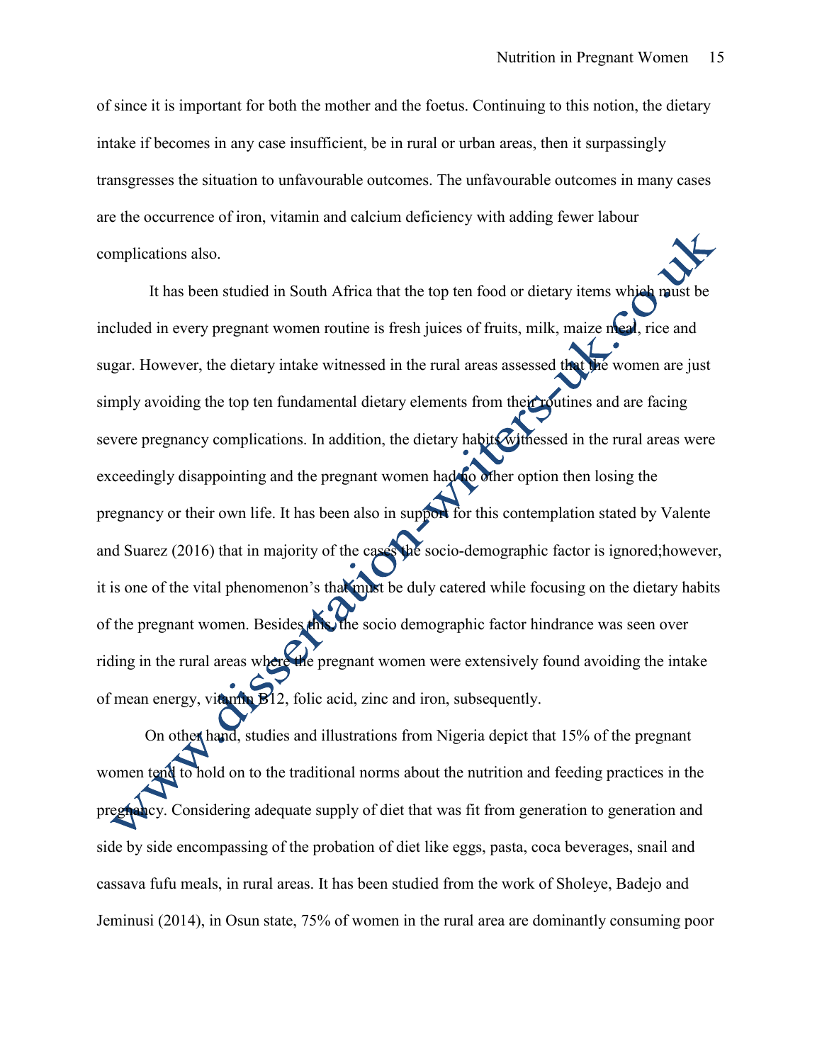of since it is important for both the mother and the foetus. Continuing to this notion, the dietary intake if becomes in any case insufficient, be in rural or urban areas, then it surpassingly transgresses the situation to unfavourable outcomes. The unfavourable outcomes in many cases are the occurrence of iron, vitamin and calcium deficiency with adding fewer labour complications also.

It has been studied in South Africa that the top ten food or dietary items which must be included in every pregnant women routine is fresh juices of fruits, milk, maize meal, rice and sugar. However, the dietary intake witnessed in the rural areas assessed that the women are just simply avoiding the top ten fundamental dietary elements from their routines and are facing severe pregnancy complications. In addition, the dietary habits witnessed in the rural areas were exceedingly disappointing and the pregnant women had no other option then losing the pregnancy or their own life. It has been also in support for this contemplation stated by Valente and Suarez (2016) that in majority of the cases the socio-demographic factor is ignored;however, it is one of the vital phenomenon's that must be duly catered while focusing on the dietary habits of the pregnant women. Besides this, the socio demographic factor hindrance was seen over riding in the rural areas where the pregnant women were extensively found avoiding the intake of mean energy, vitamin B12, folic acid, zinc and iron, subsequently.

On other hand, studies and illustrations from Nigeria depict that 15% of the pregnant women tend to hold on to the traditional norms about the nutrition and feeding practices in the pregnancy. Considering adequate supply of diet that was fit from generation to generation and side by side encompassing of the probation of diet like eggs, pasta, coca beverages, snail and cassava fufu meals, in rural areas. It has been studied from the work of Sholeye, Badejo and Jeminusi (2014), in Osun state, 75% of women in the rural area are dominantly consuming poor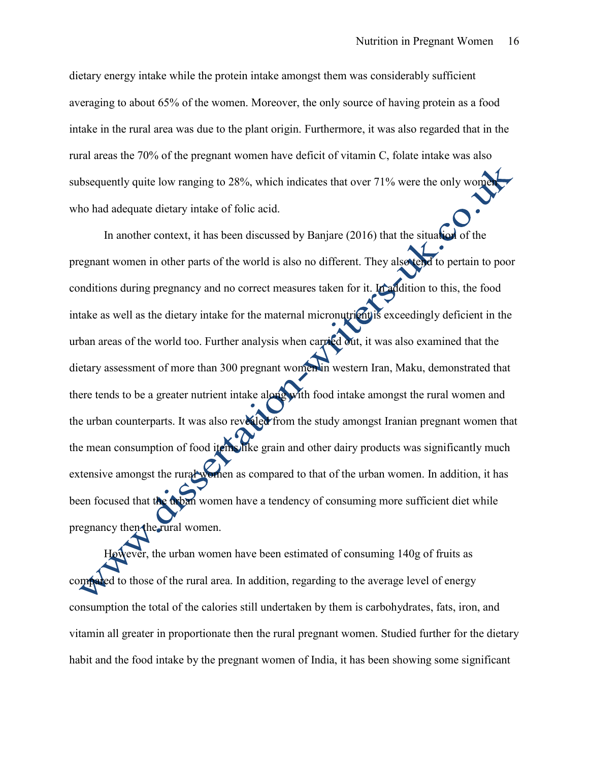dietary energy intake while the protein intake amongst them was considerably sufficient averaging to about 65% of the women. Moreover, the only source of having protein as a food intake in the rural area was due to the plant origin. Furthermore, it was also regarded that in the rural areas the 70% of the pregnant women have deficit of vitamin C, folate intake was also subsequently quite low ranging to 28%, which indicates that over 71% were the only women who had adequate dietary intake of folic acid.

In another context, it has been discussed by Banjare (2016) that the situation of the pregnant women in other parts of the world is also no different. They also tend to pertain to poor conditions during pregnancy and no correct measures taken for it. In addition to this, the food intake as well as the dietary intake for the maternal micronutrient is exceedingly deficient in the urban areas of the world too. Further analysis when carried out, it was also examined that the dietary assessment of more than 300 pregnant women in western Iran, Maku, demonstrated that there tends to be a greater nutrient intake along with food intake amongst the rural women and the urban counterparts. It was also revealed from the study amongst Iranian pregnant women that the mean consumption of food items like grain and other dairy products was significantly much extensive amongst the rural women as compared to that of the urban women. In addition, it has been focused that the urban women have a tendency of consuming more sufficient diet while pregnancy then the rural women.

However, the urban women have been estimated of consuming 140g of fruits as compared to those of the rural area. In addition, regarding to the average level of energy consumption the total of the calories still undertaken by them is carbohydrates, fats, iron, and vitamin all greater in proportionate then the rural pregnant women. Studied further for the dietary habit and the food intake by the pregnant women of India, it has been showing some significant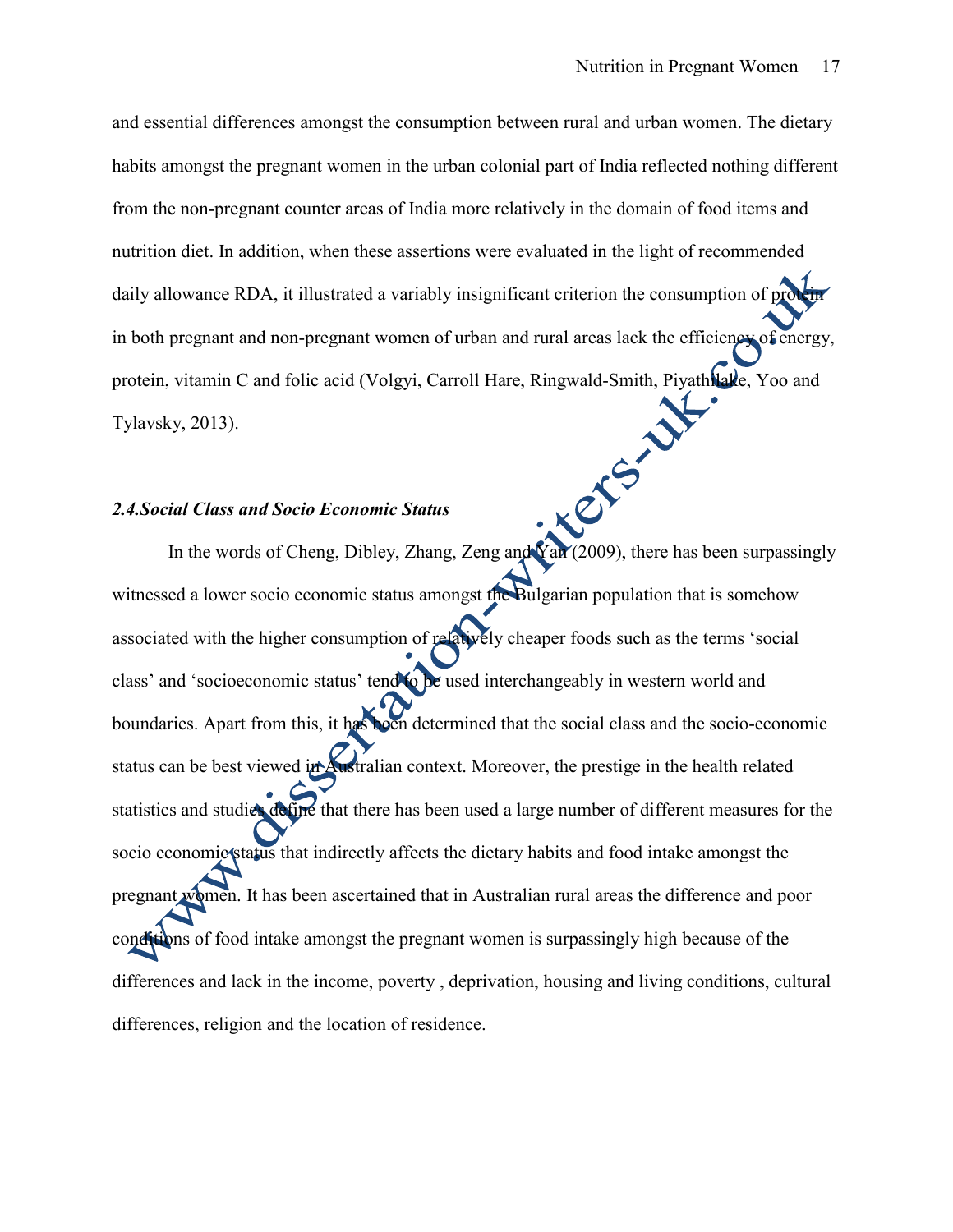and essential differences amongst the consumption between rural and urban women. The dietary habits amongst the pregnant women in the urban colonial part of India reflected nothing different from the non-pregnant counter areas of India more relatively in the domain of food items and nutrition diet. In addition, when these assertions were evaluated in the light of recommended daily allowance RDA, it illustrated a variably insignificant criterion the consumption of protein in both pregnant and non-pregnant women of urban and rural areas lack the efficiency of energy, protein, vitamin C and folic acid (Volgyi, Carroll Hare, Ringwald-Smith, Piyathilake, Yoo and Tylavsky, 2013).

### *2.4.Social Class and Socio Economic Status*

In the words of Cheng, Dibley, Zhang, Zeng and Yan (2009), there has been surpassingly witnessed a lower socio economic status amongst the Bulgarian population that is somehow associated with the higher consumption of relatively cheaper foods such as the terms 'social class' and 'socioeconomic status' tend to be used interchangeably in western world and boundaries. Apart from this, it has been determined that the social class and the socio-economic status can be best viewed in Australian context. Moreover, the prestige in the health related statistics and studies define that there has been used a large number of different measures for the socio economic status that indirectly affects the dietary habits and food intake amongst the pregnant women. It has been ascertained that in Australian rural areas the difference and poor conditions of food intake amongst the pregnant women is surpassingly high because of the differences and lack in the income, poverty , deprivation, housing and living conditions, cultural differences, religion and the location of residence.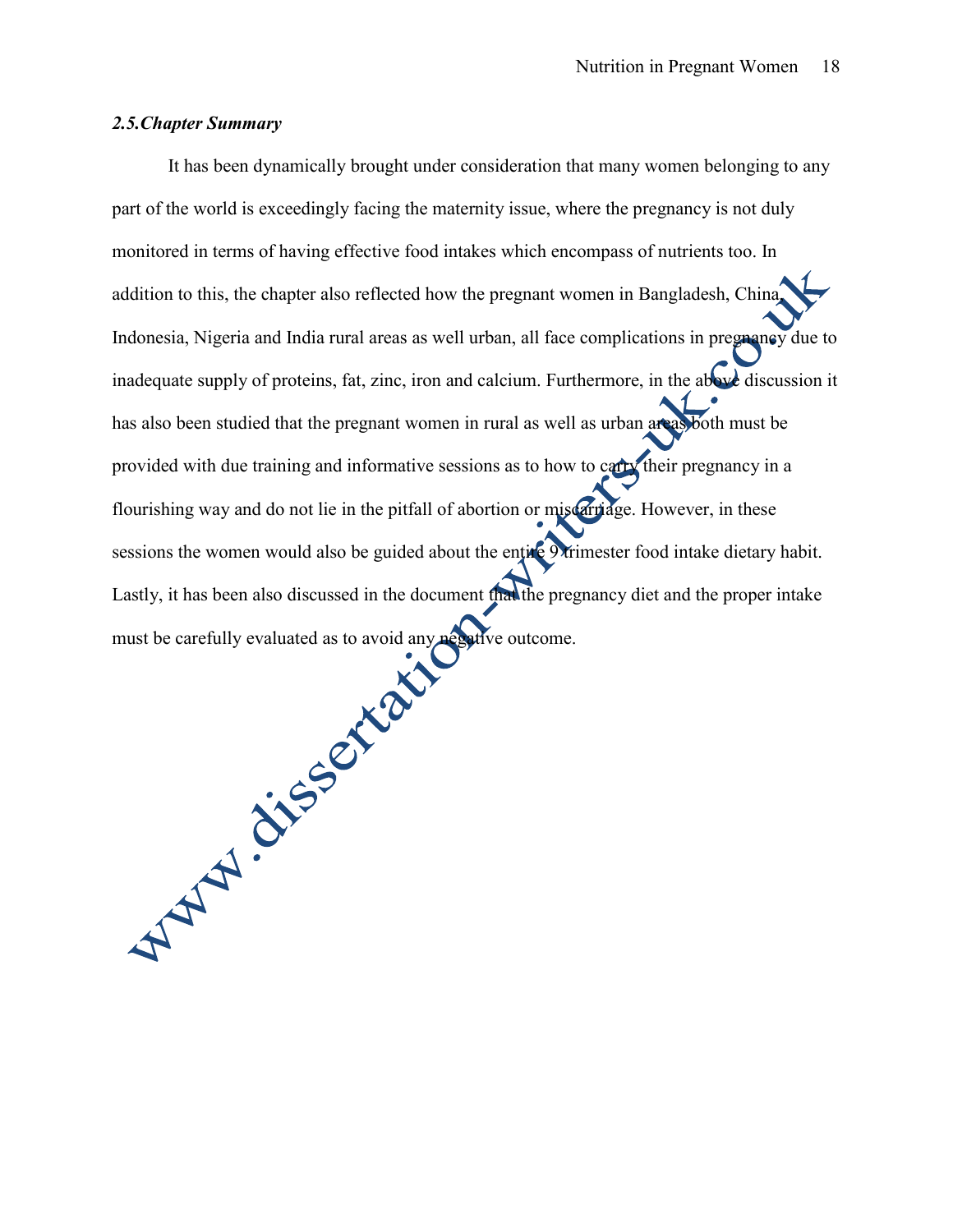### *2.5.Chapter Summary*

It has been dynamically brought under consideration that many women belonging to any part of the world is exceedingly facing the maternity issue, where the pregnancy is not duly monitored in terms of having effective food intakes which encompass of nutrients too. In addition to this, the chapter also reflected how the pregnant women in Bangladesh, China, Indonesia, Nigeria and India rural areas as well urban, all face complications in pregnancy due to inadequate supply of proteins, fat, zinc, iron and calcium. Furthermore, in the above discussion it has also been studied that the pregnant women in rural as well as urban areas both must be provided with due training and informative sessions as to how to carry their pregnancy in a flourishing way and do not lie in the pitfall of abortion or miscarriage. However, in these sessions the women would also be guided about the entire 9 trimester food intake dietary habit. Lastly, it has been also discussed in the document that the pregnancy diet and the proper intake must be carefully evaluated as to avoid any negative outcome.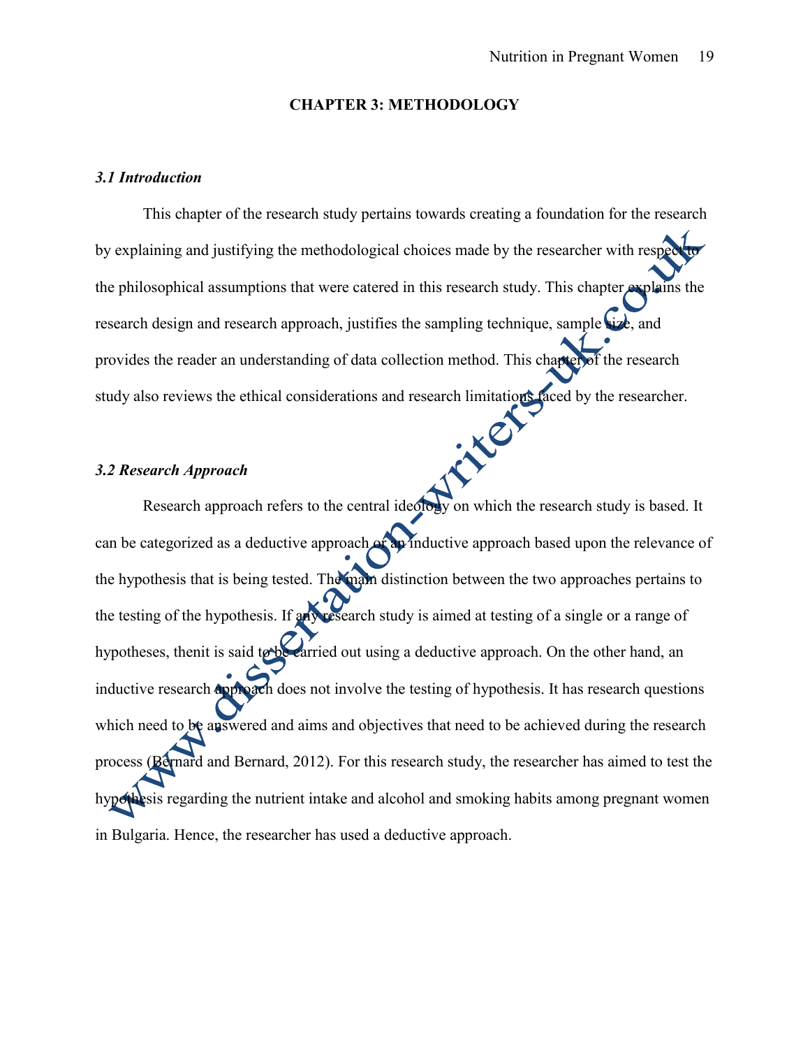## CHAPTER 3: METHODOLOGY

### *3.1 Introduction*

This chapter of the research study pertains towards creating a foundation for the research by explaining and justifying the methodological choices made by the researcher with respect to the philosophical assumptions that were catered in this research study. This chapter explains the research design and research approach, justifies the sampling technique, sample size, and provides the reader an understanding of data collection method. This chapter of the research study also reviews the ethical considerations and research limitations faced by the researcher.

### *3.2 Research Approach*

Research approach refers to the central ideology on which the research study is based. It can be categorized as a deductive approach or an inductive approach based upon the relevance of the hypothesis that is being tested. The main distinction between the two approaches pertains to the testing of the hypothesis. If any research study is aimed at testing of a single or a range of hypotheses, thenit is said to be carried out using a deductive approach. On the other hand, an inductive research approach does not involve the testing of hypothesis. It has research questions which need to be answered and aims and objectives that need to be achieved during the research process (Bernard and Bernard, 2012). For this research study, the researcher has aimed to test the hypothesis regarding the nutrient intake and alcohol and smoking habits among pregnant women in Bulgaria. Hence, the researcher has used a deductive approach.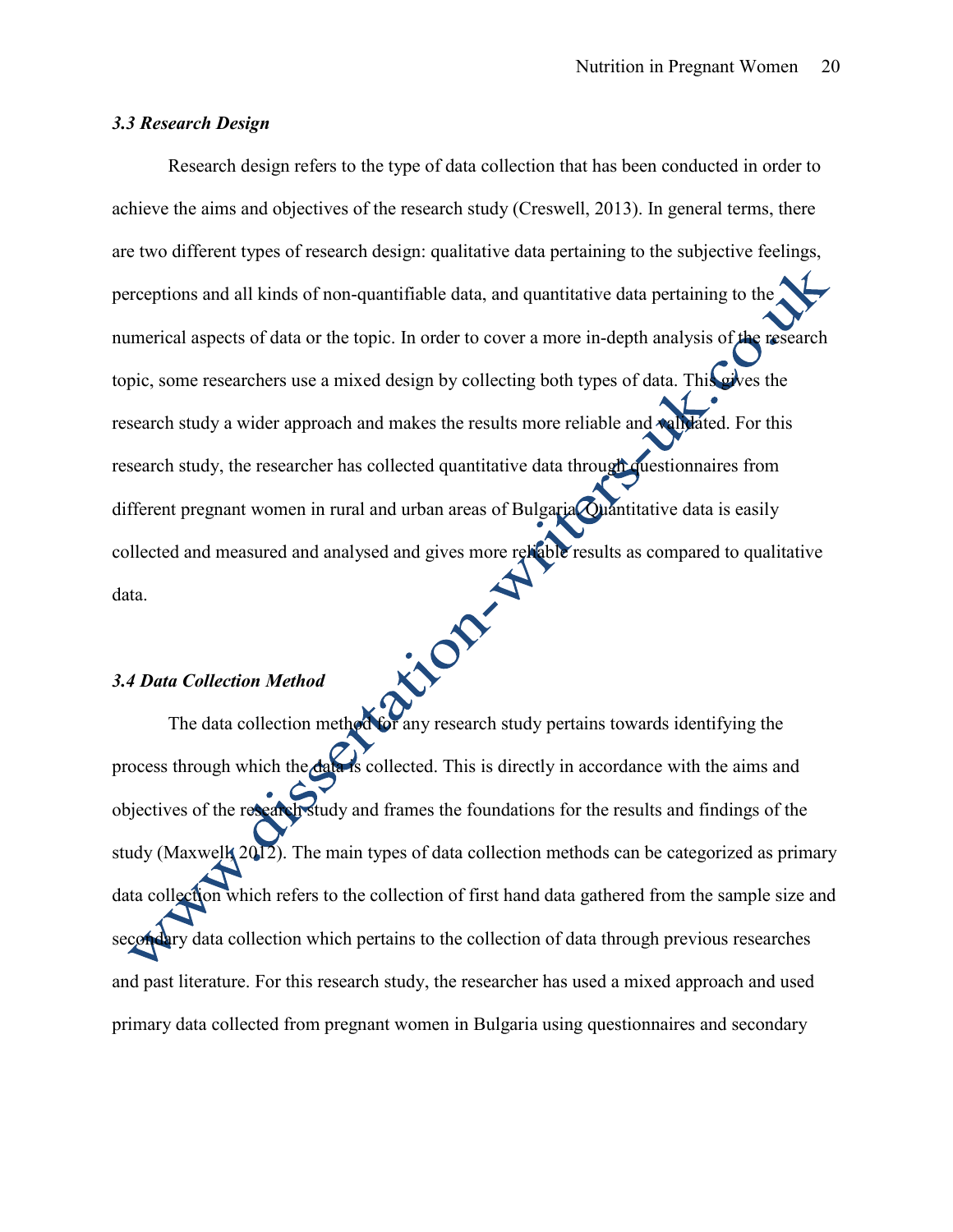### *3.3 Research Design*

Research design refers to the type of data collection that has been conducted in order to achieve the aims and objectives of the research study (Creswell, 2013). In general terms, there are two different types of research design: qualitative data pertaining to the subjective feelings, perceptions and all kinds of non-quantifiable data, and quantitative data pertaining to the numerical aspects of data or the topic. In order to cover a more in-depth analysis of the research topic, some researchers use a mixed design by collecting both types of data. This gives the research study a wider approach and makes the results more reliable and validated. For this research study, the researcher has collected quantitative data through questionnaires from different pregnant women in rural and urban areas of Bulgaria. Quantitative data is easily collected and measured and analysed and gives more reliable results as compared to qualitative data.

### *3.4 Data Collection Method*

The data collection method for any research study pertains towards identifying the process through which the data is collected. This is directly in accordance with the aims and objectives of the research study and frames the foundations for the results and findings of the study (Maxwell, 2012). The main types of data collection methods can be categorized as primary data collection which refers to the collection of first hand data gathered from the sample size and secondary data collection which pertains to the collection of data through previous researches and past literature. For this research study, the researcher has used a mixed approach and used primary data collected from pregnant women in Bulgaria using questionnaires and secondary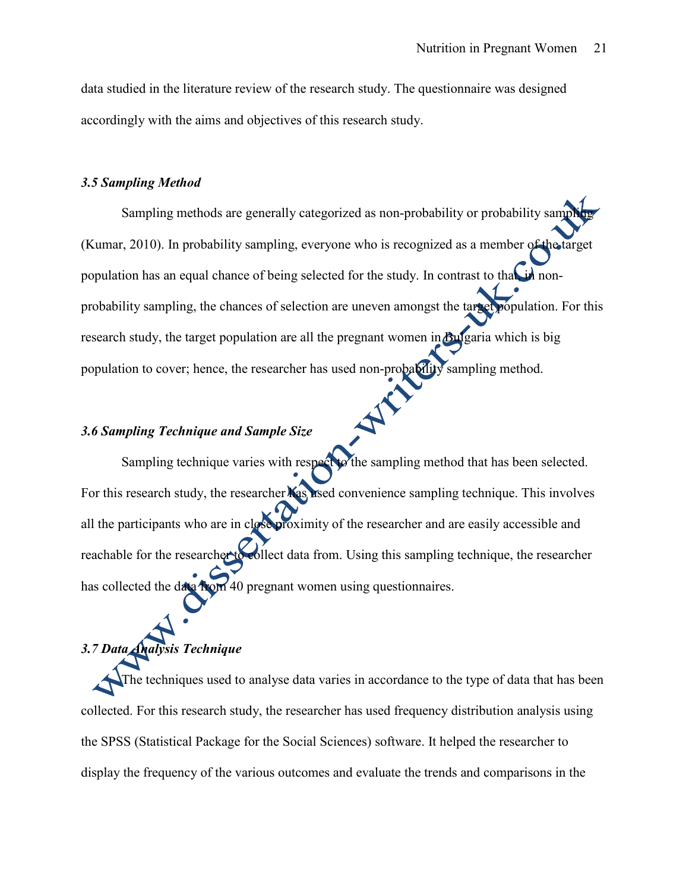data studied in the literature review of the research study. The questionnaire was designed accordingly with the aims and objectives of this research study.

### *3.5 Sampling Method*

Sampling methods are generally categorized as non-probability or probability sampling (Kumar, 2010). In probability sampling, everyone who is recognized as a member of the target population has an equal chance of being selected for the study. In contrast to that, in non-probability sampling, the chances of selection are uneven amongst the target population. For this research study, the target population are all the pregnant women in Bulgaria which is big population to cover; hence, the researcher has used non-probability sampling method.

### *3.6 Sampling Technique and Sample Size*

Sampling technique varies with respect to the sampling method that has been selected. For this research study, the researcher has used convenience sampling technique. This involves all the participants who are in close proximity of the researcher and are easily accessible and reachable for the researcher to collect data from. Using this sampling technique, the researcher has collected the data from 40 pregnant women using questionnaires.

### *3.7 Data Analysis Technique*

The techniques used to analyse data varies in accordance to the type of data that has been collected. For this research study, the researcher has used frequency distribution analysis using the SPSS (Statistical Package for the Social Sciences) software. It helped the researcher to display the frequency of the various outcomes and evaluate the trends and comparisons in the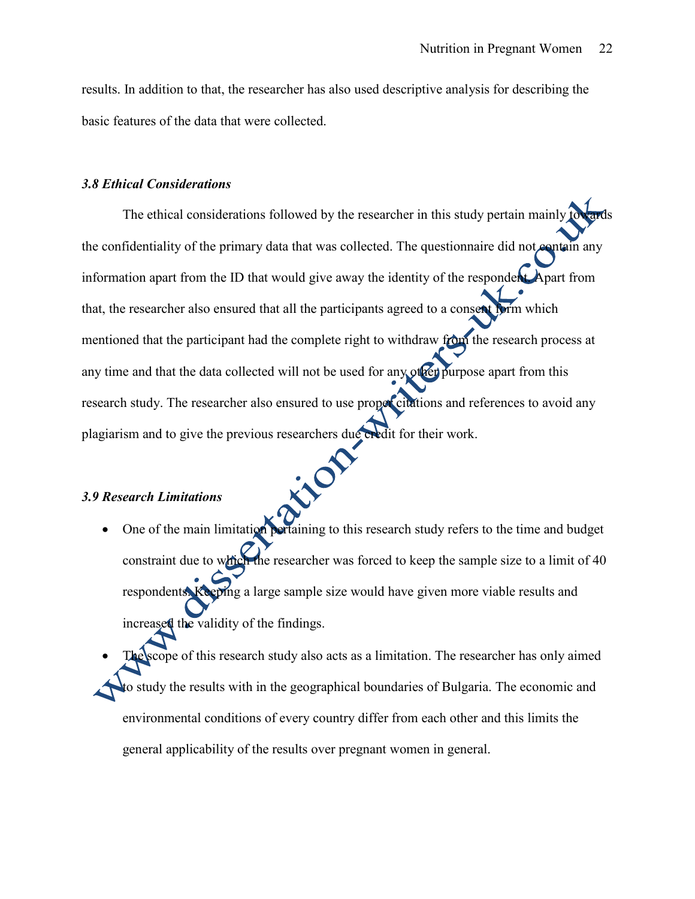results. In addition to that, the researcher has also used descriptive analysis for describing the basic features of the data that were collected.

### *3.8 Ethical Considerations*

The ethical considerations followed by the researcher in this study pertain mainly towards the confidentiality of the primary data that was collected. The questionnaire did not contain any information apart from the ID that would give away the identity of the respondent. Apart from that, the researcher also ensured that all the participants agreed to a consent form which mentioned that the participant had the complete right to withdraw from the research process at any time and that the data collected will not be used for any other purpose apart from this research study. The researcher also ensured to use proper citations and references to avoid any plagiarism and to give the previous researchers due credit for their work.

### *3.9 Research Limitations*

- One of the main limitation pertaining to this research study refers to the time and budget constraint due to which the researcher was forced to keep the sample size to a limit of 40 respondents. Keeping a large sample size would have given more viable results and increased the validity of the findings.
- The scope of this research study also acts as a limitation. The researcher has only aimed to study the results with in the geographical boundaries of Bulgaria. The economic and environmental conditions of every country differ from each other and this limits the general applicability of the results over pregnant women in general.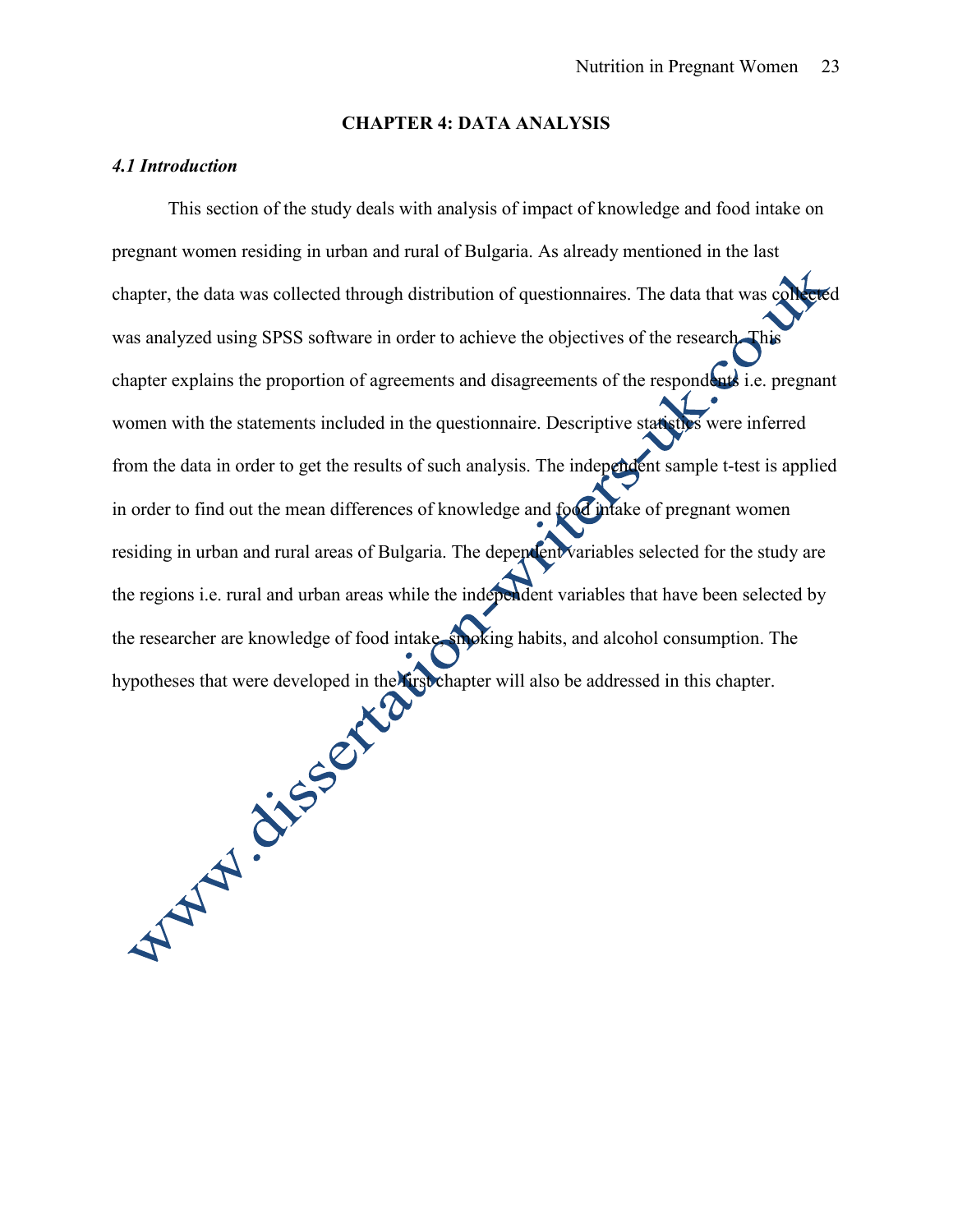# CHAPTER 4: DATA ANALYSIS

## *4.1 Introduction*

This section of the study deals with analysis of impact of knowledge and food intake on pregnant women residing in urban and rural of Bulgaria. As already mentioned in the last chapter, the data was collected through distribution of questionnaires. The data that was collected was analyzed using SPSS software in order to achieve the objectives of the research. This chapter explains the proportion of agreements and disagreements of the respondents i.e. pregnant women with the statements included in the questionnaire. Descriptive statistics were inferred from the data in order to get the results of such analysis. The independent sample t-test is applied in order to find out the mean differences of knowledge and food intake of pregnant women residing in urban and rural areas of Bulgaria. The dependent variables selected for the study are the regions i.e. rural and urban areas while the independent variables that have been selected by the researcher are knowledge of food intake, smoking habits, and alcohol consumption. The hypotheses that were developed in the first chapter will also be addressed in this chapter.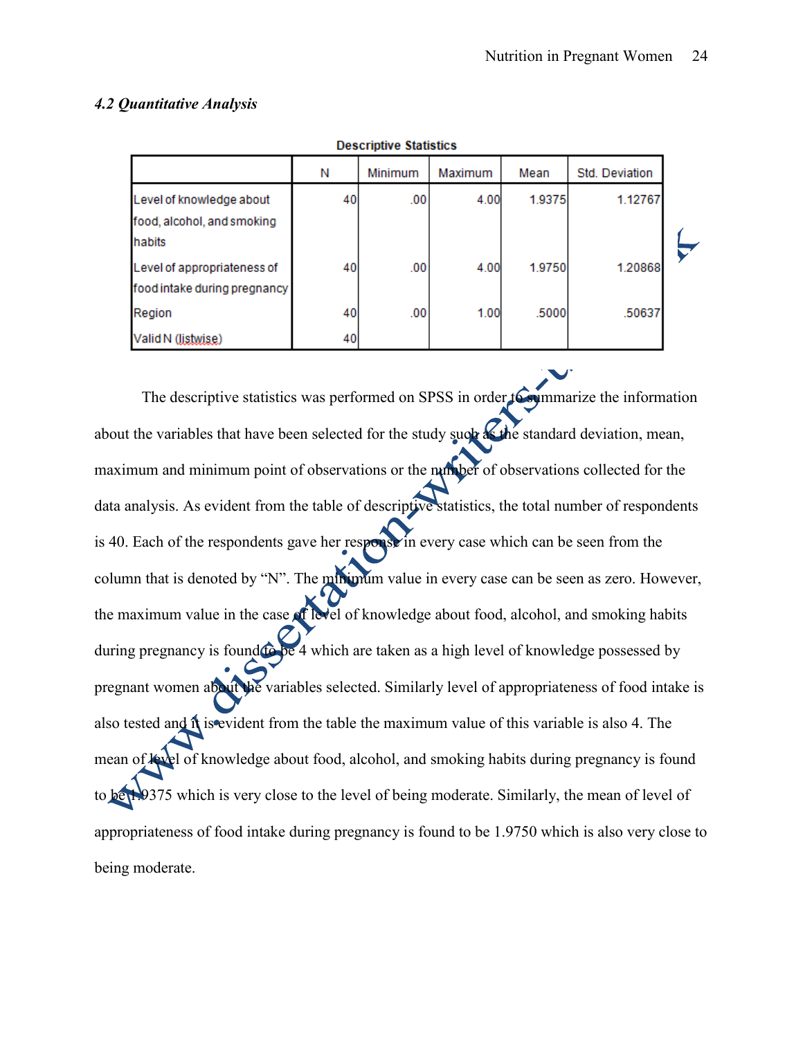### *4.2 Quantitative Analysis*

**Descriptive Statistics**

| | N | Minimum | Maximum | Mean | Std. Deviation |
|---|---|---|---|---|---|
| Level of knowledge about food, alcohol, and smoking habits | 40 | .00 | 4.00 | 1.9375 | 1.12767 |
| Level of appropriateness of food intake during pregnancy | 40 | .00 | 4.00 | 1.9750 | 1.20868 |
| Region | 40 | .00 | 1.00 | .5000 | .50637 |
| Valid N (listwise) | 40 | | | | |

The descriptive statistics was performed on SPSS in order to summarize the information about the variables that have been selected for the study such as the standard deviation, mean, maximum and minimum point of observations or the number of observations collected for the data analysis. As evident from the table of descriptive statistics, the total number of respondents is 40. Each of the respondents gave her response in every case which can be seen from the column that is denoted by "N". The minimum value in every case can be seen as zero. However, the maximum value in the case of level of knowledge about food, alcohol, and smoking habits during pregnancy is found to be 4 which are taken as a high level of knowledge possessed by pregnant women about the variables selected. Similarly level of appropriateness of food intake is also tested and it is evident from the table the maximum value of this variable is also 4. The mean of level of knowledge about food, alcohol, and smoking habits during pregnancy is found to be 1.9375 which is very close to the level of being moderate. Similarly, the mean of level of appropriateness of food intake during pregnancy is found to be 1.9750 which is also very close to being moderate.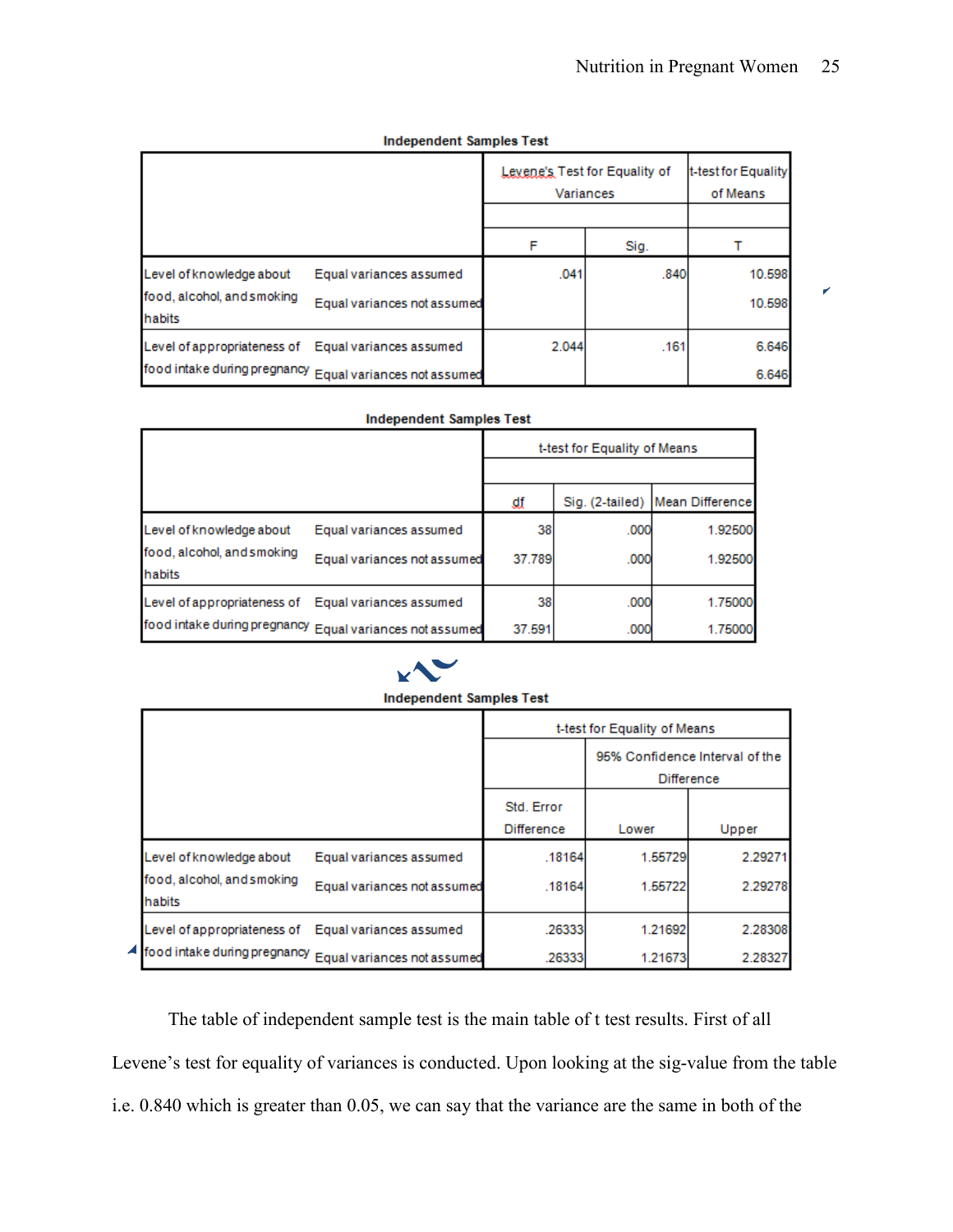**Independent Samples Test**

| | | Levene's Test for Equality of Variances | | t-test for Equality of Means |
|---|---|---|---|---|
| | | F | Sig. | T |
| Level of knowledge about food, alcohol, and smoking habits | Equal variances assumed | .041 | .840 | 10.598 |
| | Equal variances not assumed | | | 10.598 |
| Level of appropriateness of food intake during pregnancy | Equal variances assumed | 2.044 | .161 | 6.646 |
| | Equal variances not assumed | | | 6.646 |

**Independent Samples Test**

| | | t-test for Equality of Means | | |
|---|---|---|---|---|
| | | df | Sig. (2-tailed) | Mean Difference |
| Level of knowledge about food, alcohol, and smoking habits | Equal variances assumed | 38 | .000 | 1.92500 |
| | Equal variances not assumed | 37.789 | .000 | 1.92500 |
| Level of appropriateness of food intake during pregnancy | Equal variances assumed | 38 | .000 | 1.75000 |
| | Equal variances not assumed | 37.591 | .000 | 1.75000 |

**Independent Samples Test**

| | | t-test for Equality of Means | | |
|---|---|---|---|---|
| | | | 95% Confidence Interval of the Difference | |
| | | Std. Error Difference | Lower | Upper |
| Level of knowledge about food, alcohol, and smoking habits | Equal variances assumed | .18164 | 1.55729 | 2.29271 |
| | Equal variances not assumed | .18164 | 1.55722 | 2.29278 |
| Level of appropriateness of food intake during pregnancy | Equal variances assumed | .26333 | 1.21692 | 2.28308 |
| | Equal variances not assumed | .26333 | 1.21673 | 2.28327 |

The table of independent sample test is the main table of t test results. First of all Levene's test for equality of variances is conducted. Upon looking at the sig-value from the table i.e. 0.840 which is greater than 0.05, we can say that the variance are the same in both of the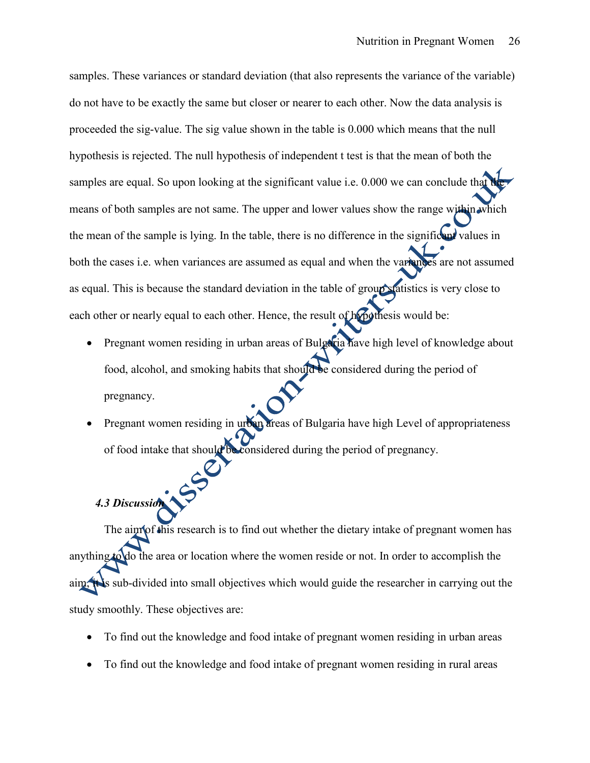samples. These variances or standard deviation (that also represents the variance of the variable) do not have to be exactly the same but closer or nearer to each other. Now the data analysis is proceeded the sig-value. The sig value shown in the table is 0.000 which means that the null hypothesis is rejected. The null hypothesis of independent t test is that the mean of both the samples are equal. So upon looking at the significant value i.e. 0.000 we can conclude that the means of both samples are not same. The upper and lower values show the range within which the mean of the sample is lying. In the table, there is no difference in the significant values in both the cases i.e. when variances are assumed as equal and when the variances are not assumed as equal. This is because the standard deviation in the table of group statistics is very close to each other or nearly equal to each other. Hence, the result of hypothesis would be:

- Pregnant women residing in urban areas of Bulgaria have high level of knowledge about food, alcohol, and smoking habits that should be considered during the period of pregnancy.
- Pregnant women residing in urban areas of Bulgaria have high Level of appropriateness of food intake that should be considered during the period of pregnancy.

### *4.3 Discussion*

The aim of this research is to find out whether the dietary intake of pregnant women has anything to do the area or location where the women reside or not. In order to accomplish the aim, it is sub-divided into small objectives which would guide the researcher in carrying out the study smoothly. These objectives are:

- To find out the knowledge and food intake of pregnant women residing in urban areas
- To find out the knowledge and food intake of pregnant women residing in rural areas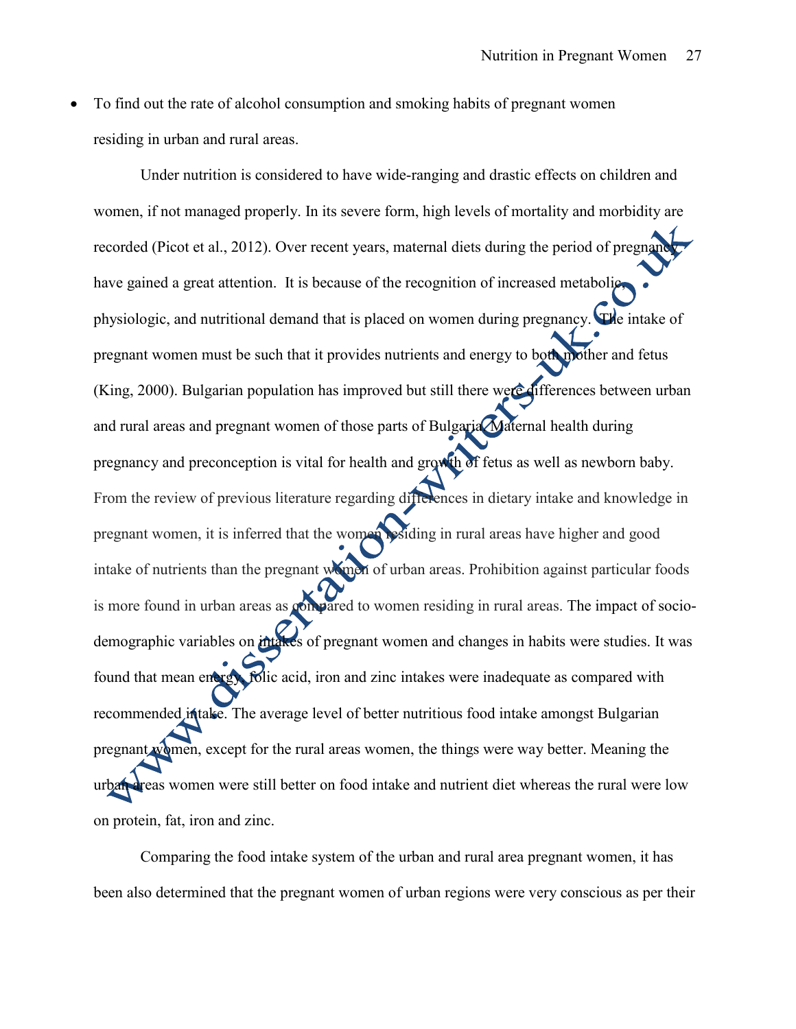- To find out the rate of alcohol consumption and smoking habits of pregnant women residing in urban and rural areas.

Under nutrition is considered to have wide-ranging and drastic effects on children and women, if not managed properly. In its severe form, high levels of mortality and morbidity are recorded (Picot et al., 2012). Over recent years, maternal diets during the period of pregnancy have gained a great attention. It is because of the recognition of increased metabolic, physiologic, and nutritional demand that is placed on women during pregnancy. The intake of pregnant women must be such that it provides nutrients and energy to both mother and fetus (King, 2000). Bulgarian population has improved but still there were differences between urban and rural areas and pregnant women of those parts of Bulgaria. Maternal health during pregnancy and preconception is vital for health and growth of fetus as well as newborn baby. From the review of previous literature regarding differences in dietary intake and knowledge in pregnant women, it is inferred that the women residing in rural areas have higher and good intake of nutrients than the pregnant women of urban areas. Prohibition against particular foods is more found in urban areas as compared to women residing in rural areas. The impact of socio-demographic variables on intakes of pregnant women and changes in habits were studies. It was found that mean energy, folic acid, iron and zinc intakes were inadequate as compared with recommended intake. The average level of better nutritious food intake amongst Bulgarian pregnant women, except for the rural areas women, the things were way better. Meaning the urban areas women were still better on food intake and nutrient diet whereas the rural were low on protein, fat, iron and zinc.

Comparing the food intake system of the urban and rural area pregnant women, it has been also determined that the pregnant women of urban regions were very conscious as per their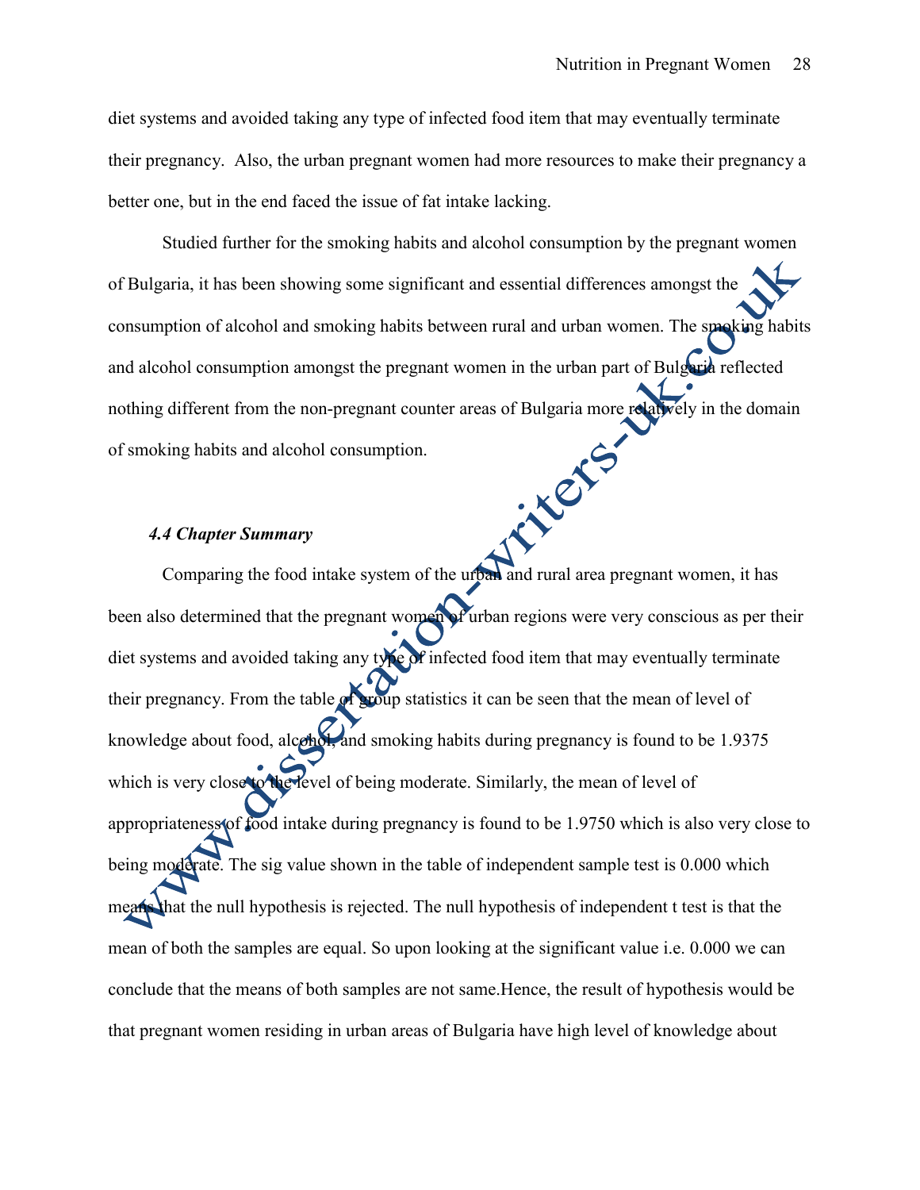diet systems and avoided taking any type of infected food item that may eventually terminate their pregnancy. Also, the urban pregnant women had more resources to make their pregnancy a better one, but in the end faced the issue of fat intake lacking.

Studied further for the smoking habits and alcohol consumption by the pregnant women of Bulgaria, it has been showing some significant and essential differences amongst the consumption of alcohol and smoking habits between rural and urban women. The smoking habits and alcohol consumption amongst the pregnant women in the urban part of Bulgaria reflected nothing different from the non-pregnant counter areas of Bulgaria more relatively in the domain of smoking habits and alcohol consumption.

### *4.4 Chapter Summary*

Comparing the food intake system of the urban and rural area pregnant women, it has been also determined that the pregnant women of urban regions were very conscious as per their diet systems and avoided taking any type of infected food item that may eventually terminate their pregnancy. From the table of group statistics it can be seen that the mean of level of knowledge about food, alcohol, and smoking habits during pregnancy is found to be 1.9375 which is very close to the level of being moderate. Similarly, the mean of level of appropriateness of food intake during pregnancy is found to be 1.9750 which is also very close to being moderate. The sig value shown in the table of independent sample test is 0.000 which means that the null hypothesis is rejected. The null hypothesis of independent t test is that the mean of both the samples are equal. So upon looking at the significant value i.e. 0.000 we can conclude that the means of both samples are not same.Hence, the result of hypothesis would be that pregnant women residing in urban areas of Bulgaria have high level of knowledge about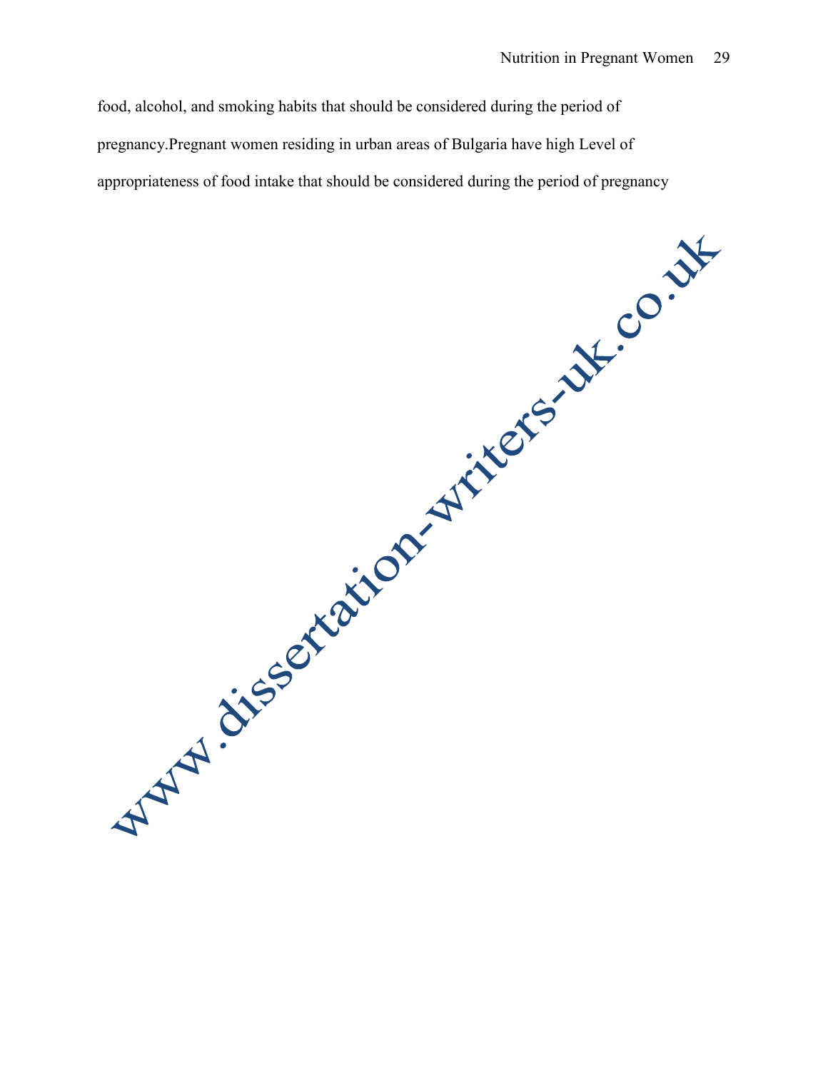food, alcohol, and smoking habits that should be considered during the period of pregnancy.Pregnant women residing in urban areas of Bulgaria have high Level of appropriateness of food intake that should be considered during the period of pregnancy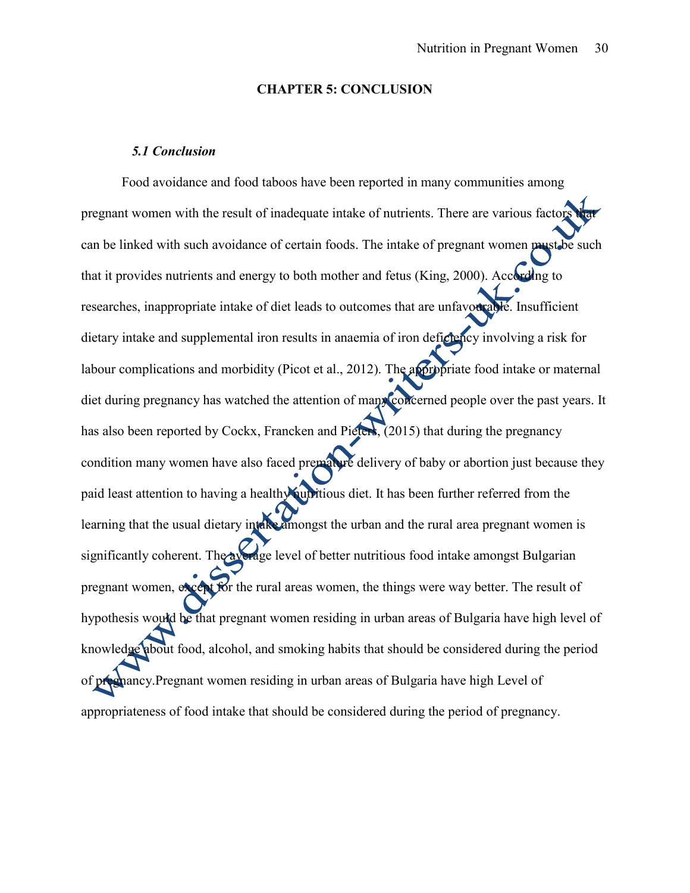# CHAPTER 5: CONCLUSION

### *5.1 Conclusion*

Food avoidance and food taboos have been reported in many communities among pregnant women with the result of inadequate intake of nutrients. There are various factors that can be linked with such avoidance of certain foods. The intake of pregnant women must be such that it provides nutrients and energy to both mother and fetus (King, 2000). According to researches, inappropriate intake of diet leads to outcomes that are unfavourable. Insufficient dietary intake and supplemental iron results in anaemia of iron deficiency involving a risk for labour complications and morbidity (Picot et al., 2012). The appropriate food intake or maternal diet during pregnancy has watched the attention of many concerned people over the past years. It has also been reported by Cockx, Francken and Pieters, (2015) that during the pregnancy condition many women have also faced premature delivery of baby or abortion just because they paid least attention to having a healthy nutritious diet. It has been further referred from the learning that the usual dietary intake amongst the urban and the rural area pregnant women is significantly coherent. The average level of better nutritious food intake amongst Bulgarian pregnant women, except for the rural areas women, the things were way better. The result of hypothesis would be that pregnant women residing in urban areas of Bulgaria have high level of knowledge about food, alcohol, and smoking habits that should be considered during the period of pregnancy.Pregnant women residing in urban areas of Bulgaria have high Level of appropriateness of food intake that should be considered during the period of pregnancy.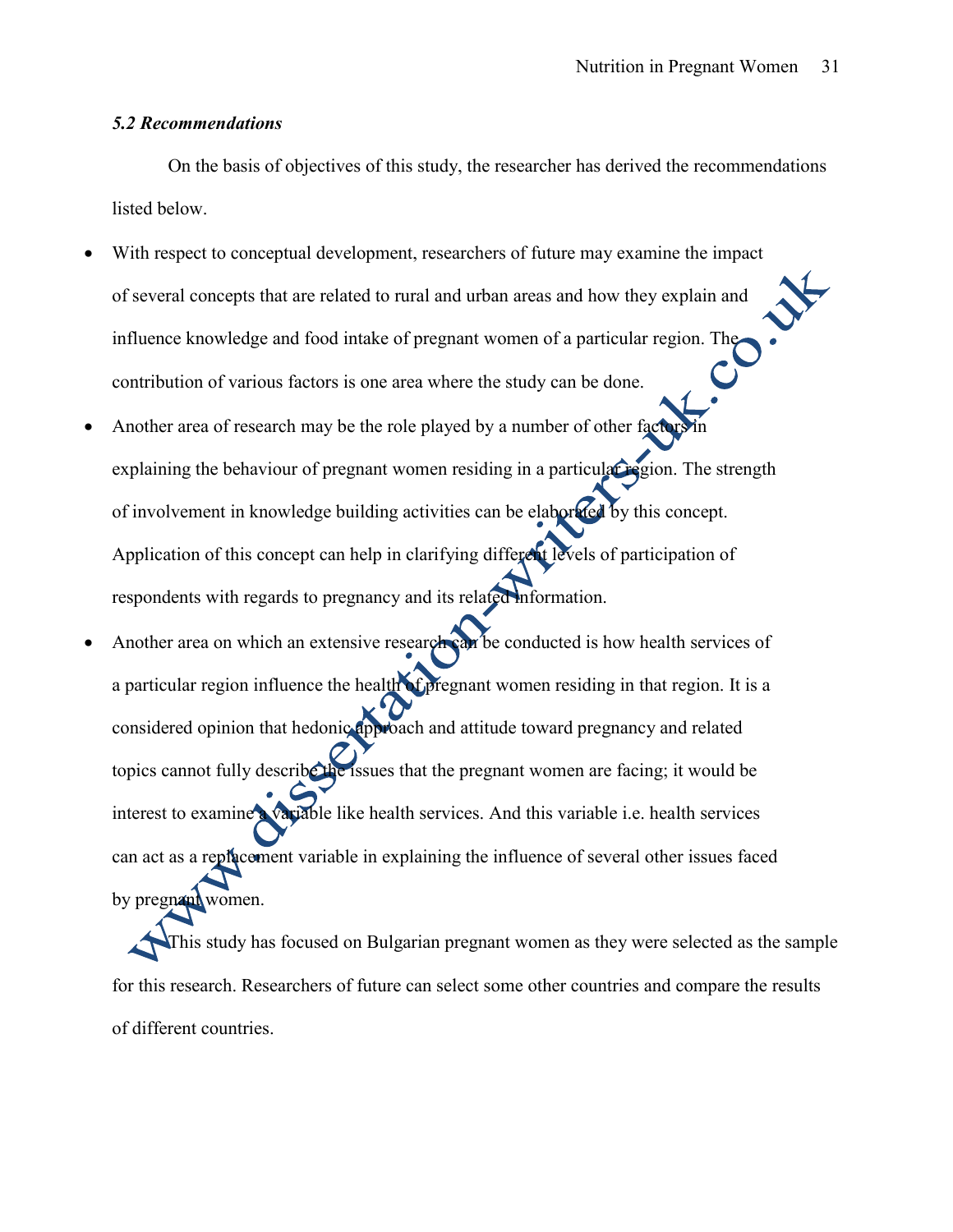### *5.2 Recommendations*

On the basis of objectives of this study, the researcher has derived the recommendations listed below.

- With respect to conceptual development, researchers of future may examine the impact of several concepts that are related to rural and urban areas and how they explain and influence knowledge and food intake of pregnant women of a particular region. The contribution of various factors is one area where the study can be done.
- Another area of research may be the role played by a number of other factors in explaining the behaviour of pregnant women residing in a particular region. The strength of involvement in knowledge building activities can be elaborated by this concept. Application of this concept can help in clarifying different levels of participation of respondents with regards to pregnancy and its related information.
- Another area on which an extensive research can be conducted is how health services of a particular region influence the health of pregnant women residing in that region. It is a considered opinion that hedonic approach and attitude toward pregnancy and related topics cannot fully describe the issues that the pregnant women are facing; it would be interest to examine a variable like health services. And this variable i.e. health services can act as a replacement variable in explaining the influence of several other issues faced by pregnant women.

This study has focused on Bulgarian pregnant women as they were selected as the sample for this research. Researchers of future can select some other countries and compare the results of different countries.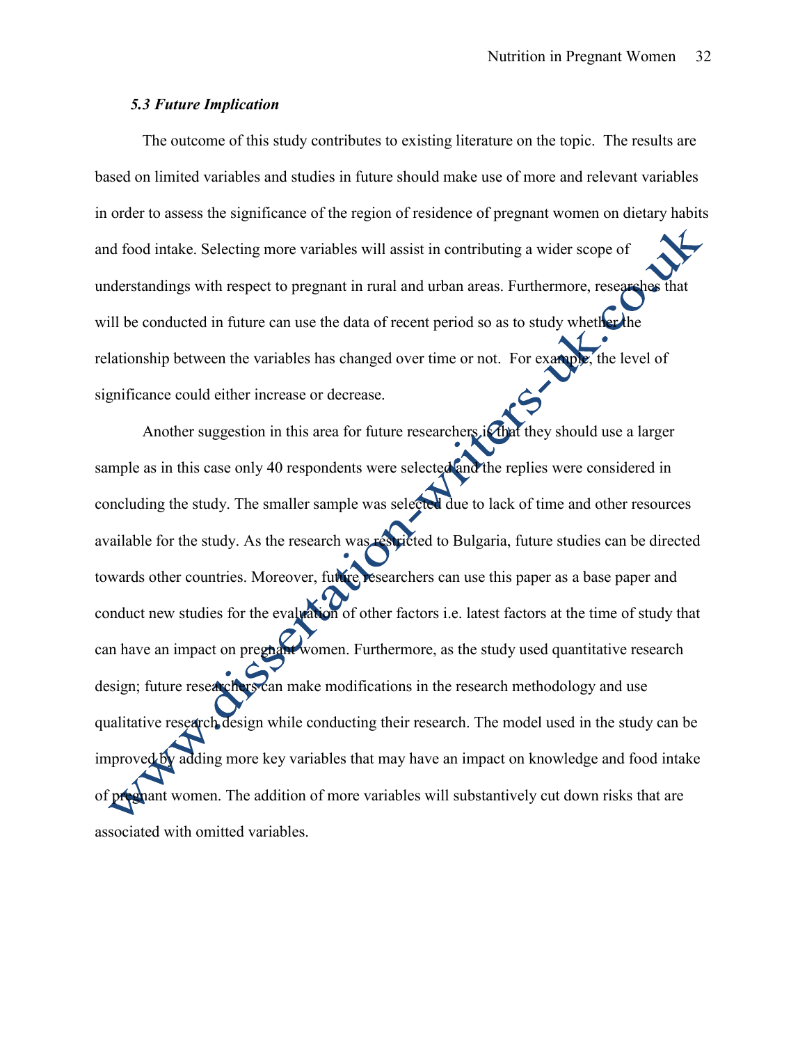### *5.3 Future Implication*

The outcome of this study contributes to existing literature on the topic. The results are based on limited variables and studies in future should make use of more and relevant variables in order to assess the significance of the region of residence of pregnant women on dietary habits and food intake. Selecting more variables will assist in contributing a wider scope of understandings with respect to pregnant in rural and urban areas. Furthermore, researches that will be conducted in future can use the data of recent period so as to study whether the relationship between the variables has changed over time or not. For example, the level of significance could either increase or decrease.

Another suggestion in this area for future researchers is that they should use a larger sample as in this case only 40 respondents were selected and the replies were considered in concluding the study. The smaller sample was selected due to lack of time and other resources available for the study. As the research was restricted to Bulgaria, future studies can be directed towards other countries. Moreover, future researchers can use this paper as a base paper and conduct new studies for the evaluation of other factors i.e. latest factors at the time of study that can have an impact on pregnant women. Furthermore, as the study used quantitative research design; future researchers can make modifications in the research methodology and use qualitative research design while conducting their research. The model used in the study can be improved by adding more key variables that may have an impact on knowledge and food intake of pregnant women. The addition of more variables will substantively cut down risks that are associated with omitted variables.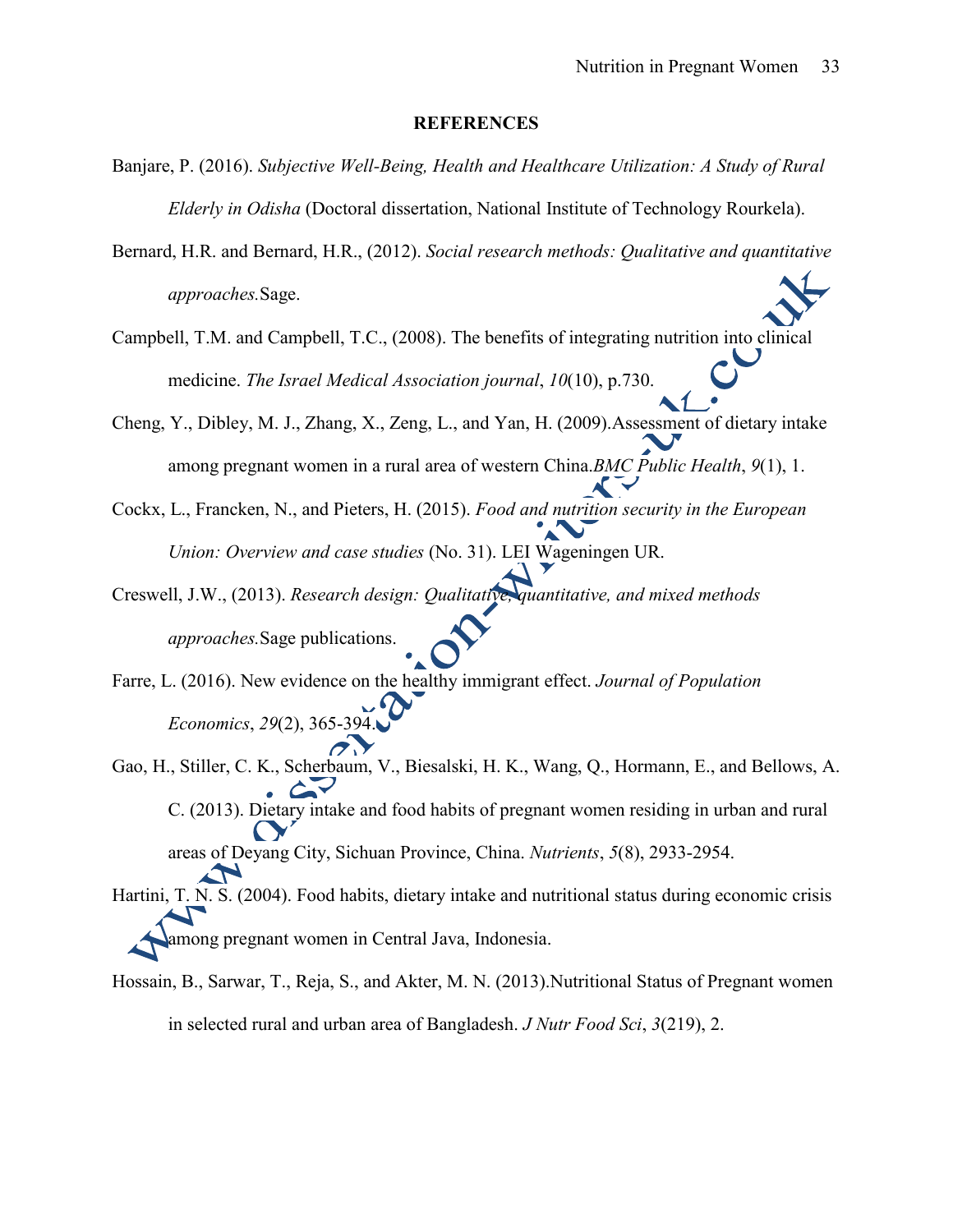**REFERENCES**

Banjare, P. (2016). *Subjective Well-Being, Health and Healthcare Utilization: A Study of Rural Elderly in Odisha* (Doctoral dissertation, National Institute of Technology Rourkela).

Bernard, H.R. and Bernard, H.R., (2012). *Social research methods: Qualitative and quantitative approaches.*Sage.

Campbell, T.M. and Campbell, T.C., (2008). The benefits of integrating nutrition into clinical medicine. *The Israel Medical Association journal*, *10*(10), p.730.

Cheng, Y., Dibley, M. J., Zhang, X., Zeng, L., and Yan, H. (2009).Assessment of dietary intake among pregnant women in a rural area of western China.*BMC Public Health*, *9*(1), 1.

Cockx, L., Francken, N., and Pieters, H. (2015). *Food and nutrition security in the European Union: Overview and case studies* (No. 31). LEI Wageningen UR.

Creswell, J.W., (2013). *Research design: Qualitative, quantitative, and mixed methods approaches.*Sage publications.

Farre, L. (2016). New evidence on the healthy immigrant effect. *Journal of Population Economics*, *29*(2), 365-394.

Gao, H., Stiller, C. K., Scherbaum, V., Biesalski, H. K., Wang, Q., Hormann, E., and Bellows, A. C. (2013). Dietary intake and food habits of pregnant women residing in urban and rural areas of Deyang City, Sichuan Province, China. *Nutrients*, *5*(8), 2933-2954.

Hartini, T. N. S. (2004). Food habits, dietary intake and nutritional status during economic crisis among pregnant women in Central Java, Indonesia.

Hossain, B., Sarwar, T., Reja, S., and Akter, M. N. (2013).Nutritional Status of Pregnant women in selected rural and urban area of Bangladesh. *J Nutr Food Sci*, *3*(219), 2.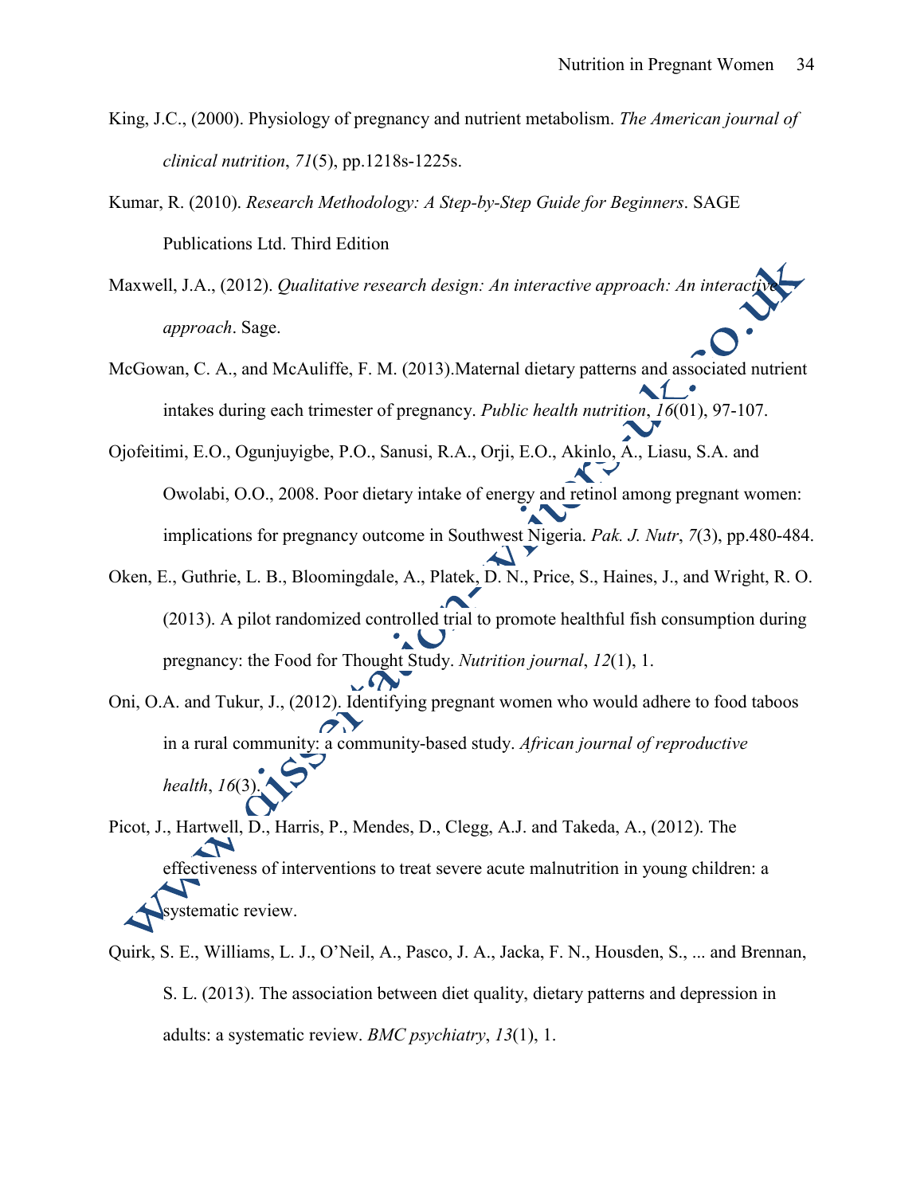King, J.C., (2000). Physiology of pregnancy and nutrient metabolism. *The American journal of clinical nutrition*, *71*(5), pp.1218s-1225s.

Kumar, R. (2010). *Research Methodology: A Step-by-Step Guide for Beginners*. SAGE Publications Ltd. Third Edition

Maxwell, J.A., (2012). *Qualitative research design: An interactive approach: An interactive approach*. Sage.

McGowan, C. A., and McAuliffe, F. M. (2013).Maternal dietary patterns and associated nutrient intakes during each trimester of pregnancy. *Public health nutrition*, *16*(01), 97-107.

Ojofeitimi, E.O., Ogunjuyigbe, P.O., Sanusi, R.A., Orji, E.O., Akinlo, A., Liasu, S.A. and Owolabi, O.O., 2008. Poor dietary intake of energy and retinol among pregnant women: implications for pregnancy outcome in Southwest Nigeria. *Pak. J. Nutr*, *7*(3), pp.480-484.

Oken, E., Guthrie, L. B., Bloomingdale, A., Platek, D. N., Price, S., Haines, J., and Wright, R. O. (2013). A pilot randomized controlled trial to promote healthful fish consumption during pregnancy: the Food for Thought Study. *Nutrition journal*, *12*(1), 1.

Oni, O.A. and Tukur, J., (2012). Identifying pregnant women who would adhere to food taboos in a rural community: a community-based study. *African journal of reproductive health*, *16*(3).

Picot, J., Hartwell, D., Harris, P., Mendes, D., Clegg, A.J. and Takeda, A., (2012). The effectiveness of interventions to treat severe acute malnutrition in young children: a systematic review.

Quirk, S. E., Williams, L. J., O'Neil, A., Pasco, J. A., Jacka, F. N., Housden, S., ... and Brennan, S. L. (2013). The association between diet quality, dietary patterns and depression in adults: a systematic review. *BMC psychiatry*, *13*(1), 1.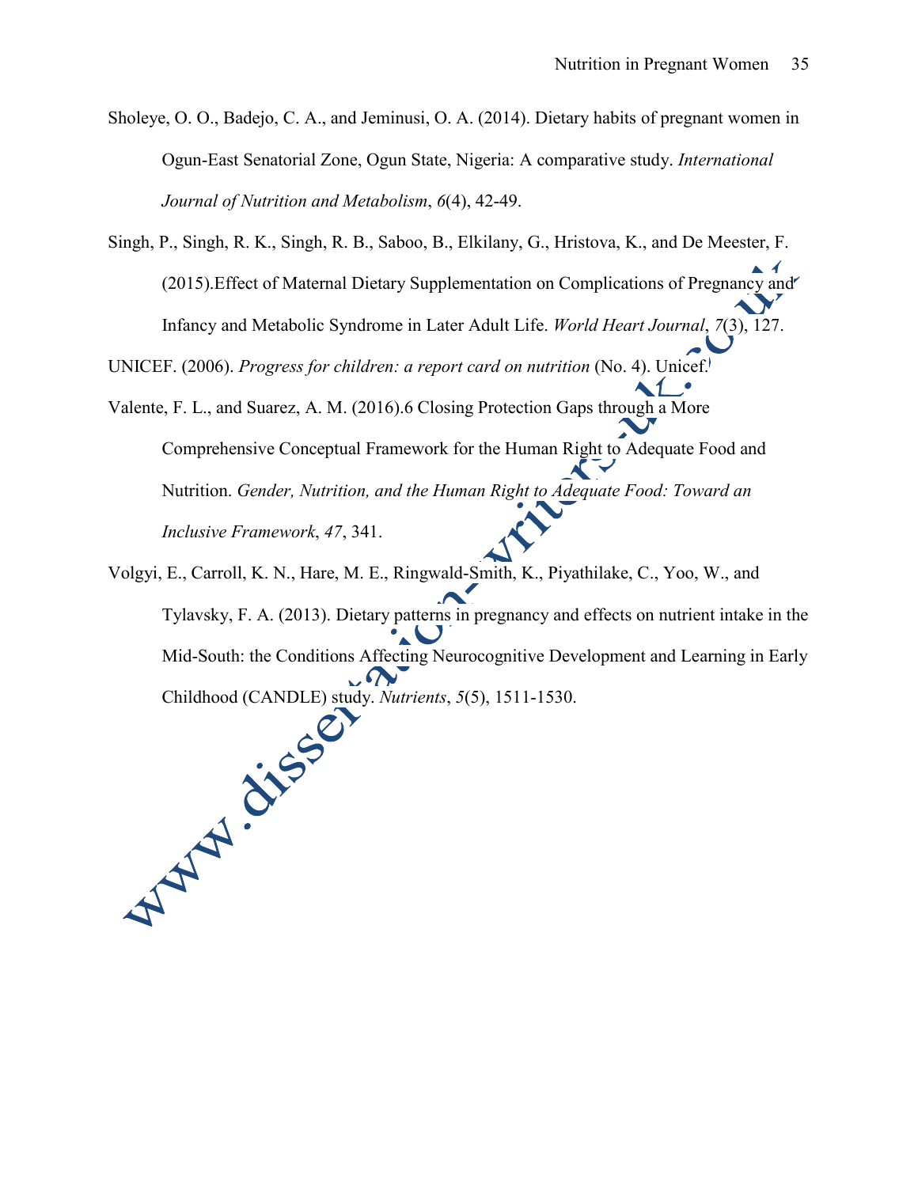Sholeye, O. O., Badejo, C. A., and Jeminusi, O. A. (2014). Dietary habits of pregnant women in Ogun-East Senatorial Zone, Ogun State, Nigeria: A comparative study. *International Journal of Nutrition and Metabolism*, *6*(4), 42-49.

Singh, P., Singh, R. K., Singh, R. B., Saboo, B., Elkilany, G., Hristova, K., and De Meester, F. (2015).Effect of Maternal Dietary Supplementation on Complications of Pregnancy and Infancy and Metabolic Syndrome in Later Adult Life. *World Heart Journal*, *7*(3), 127.

UNICEF. (2006). *Progress for children: a report card on nutrition* (No. 4). Unicef.

Valente, F. L., and Suarez, A. M. (2016).6 Closing Protection Gaps through a More Comprehensive Conceptual Framework for the Human Right to Adequate Food and Nutrition. *Gender, Nutrition, and the Human Right to Adequate Food: Toward an Inclusive Framework*, *47*, 341.

Volgyi, E., Carroll, K. N., Hare, M. E., Ringwald-Smith, K., Piyathilake, C., Yoo, W., and Tylavsky, F. A. (2013). Dietary patterns in pregnancy and effects on nutrient intake in the Mid-South: the Conditions Affecting Neurocognitive Development and Learning in Early Childhood (CANDLE) study. *Nutrients*, *5*(5), 1511-1530.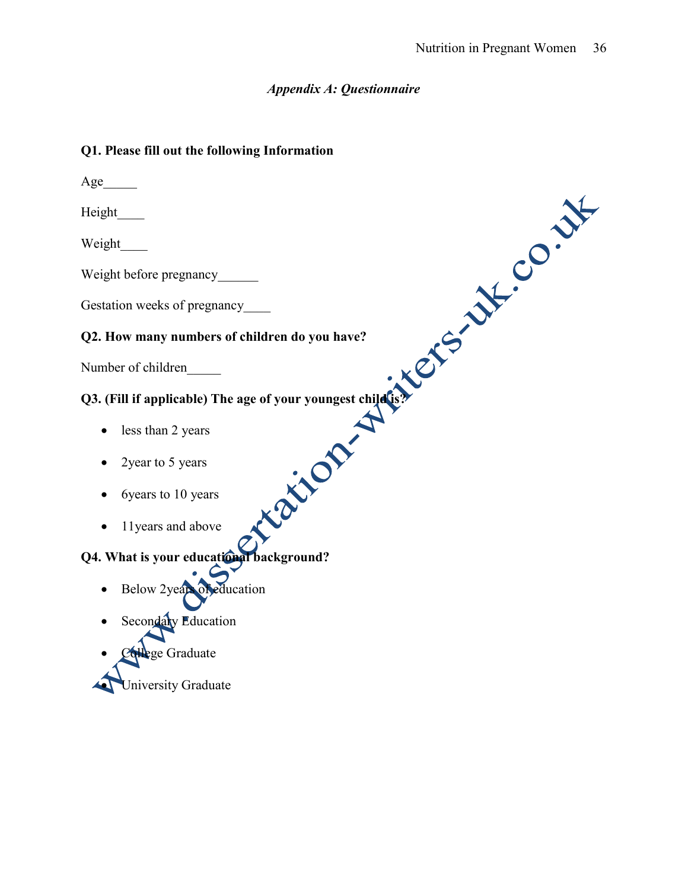## *Appendix A: Questionnaire*

**Q1. Please fill out the following Information**

Age_____

Height____

Weight____

Weight before pregnancy______

Gestation weeks of pregnancy____

**Q2. How many numbers of children do you have?**

Number of children_____

**Q3. (Fill if applicable) The age of your youngest child is?**

- less than 2 years
- 2year to 5 years
- 6years to 10 years
- 11years and above

**Q4. What is your educational background?**

- Below 2years of education
- Secondary Education
- College Graduate
- University Graduate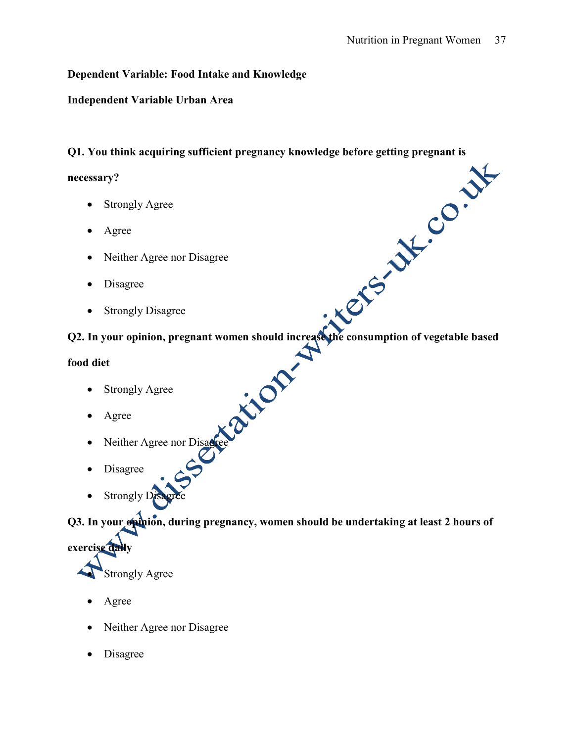**Dependent Variable: Food Intake and Knowledge**

**Independent Variable Urban Area**

**Q1. You think acquiring sufficient pregnancy knowledge before getting pregnant is necessary?**

- Strongly Agree
- Agree
- Neither Agree nor Disagree
- Disagree
- Strongly Disagree

**Q2. In your opinion, pregnant women should increase the consumption of vegetable based food diet**

- Strongly Agree
- Agree
- Neither Agree nor Disagree
- Disagree
- Strongly Disagree

**Q3. In your opinion, during pregnancy, women should be undertaking at least 2 hours of exercise daily**

- Strongly Agree
- Agree
- Neither Agree nor Disagree
- Disagree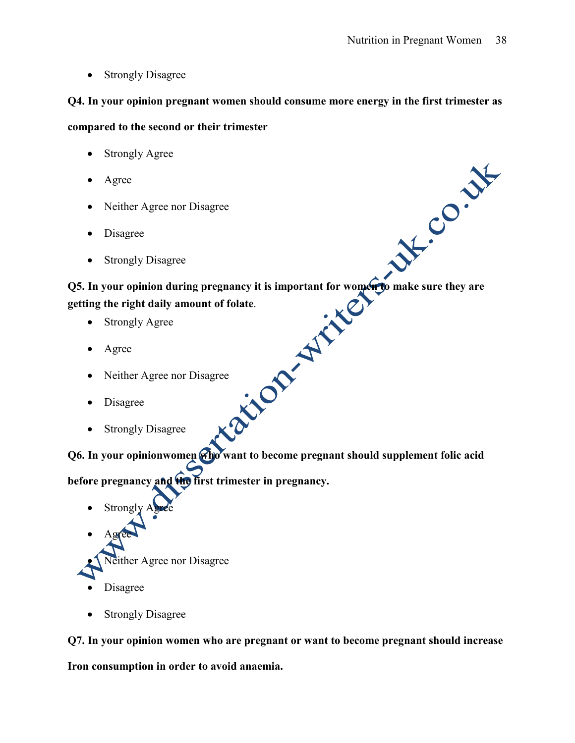- Strongly Disagree

**Q4. In your opinion pregnant women should consume more energy in the first trimester as compared to the second or their trimester**

- Strongly Agree
- Agree
- Neither Agree nor Disagree
- Disagree
- Strongly Disagree

**Q5. In your opinion during pregnancy it is important for women to make sure they are getting the right daily amount of folate**.

- Strongly Agree
- Agree
- Neither Agree nor Disagree
- Disagree
- Strongly Disagree

**Q6. In your opinionwomen who want to become pregnant should supplement folic acid before pregnancy and the first trimester in pregnancy.**

- Strongly Agree
- Agree
- Neither Agree nor Disagree
- Disagree
- Strongly Disagree

**Q7. In your opinion women who are pregnant or want to become pregnant should increase Iron consumption in order to avoid anaemia.**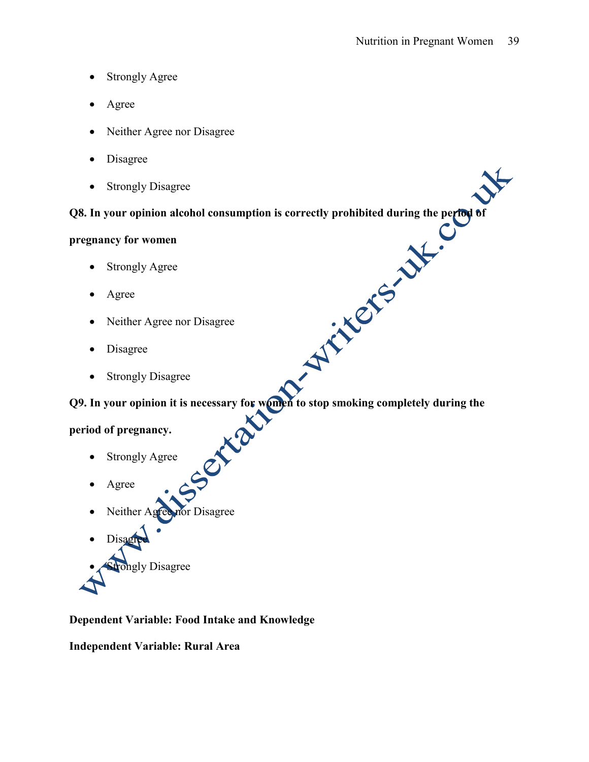- Strongly Agree
- Agree
- Neither Agree nor Disagree
- Disagree
- Strongly Disagree

**Q8. In your opinion alcohol consumption is correctly prohibited during the period of pregnancy for women**

- Strongly Agree
- Agree
- Neither Agree nor Disagree
- Disagree
- Strongly Disagree

**Q9. In your opinion it is necessary for women to stop smoking completely during the period of pregnancy.**

- Strongly Agree
- Agree
- Neither Agree nor Disagree
- Disagree
- Strongly Disagree

**Dependent Variable: Food Intake and Knowledge**

**Independent Variable: Rural Area**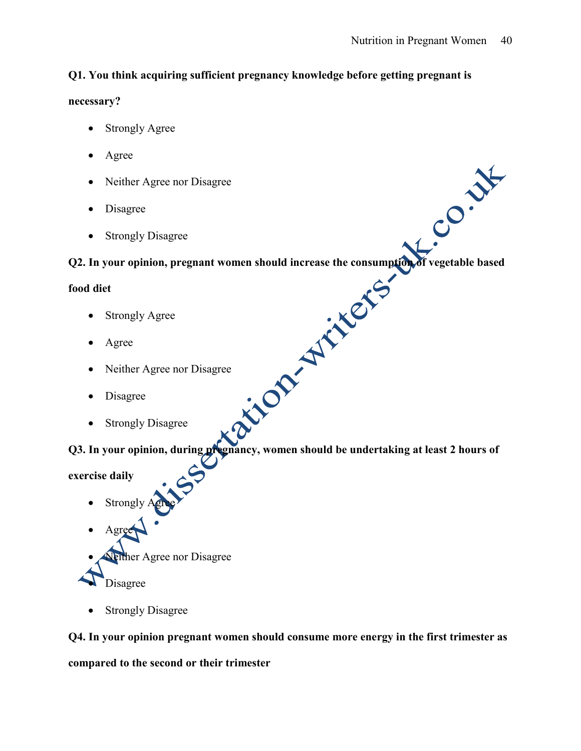**Q1. You think acquiring sufficient pregnancy knowledge before getting pregnant is necessary?**

- Strongly Agree
- Agree
- Neither Agree nor Disagree
- Disagree
- Strongly Disagree

**Q2. In your opinion, pregnant women should increase the consumption of vegetable based food diet**

- Strongly Agree
- Agree
- Neither Agree nor Disagree
- Disagree
- Strongly Disagree

**Q3. In your opinion, during pregnancy, women should be undertaking at least 2 hours of exercise daily**

- Strongly Agree
- Agree
- Neither Agree nor Disagree
- Disagree
- Strongly Disagree

**Q4. In your opinion pregnant women should consume more energy in the first trimester as compared to the second or their trimester**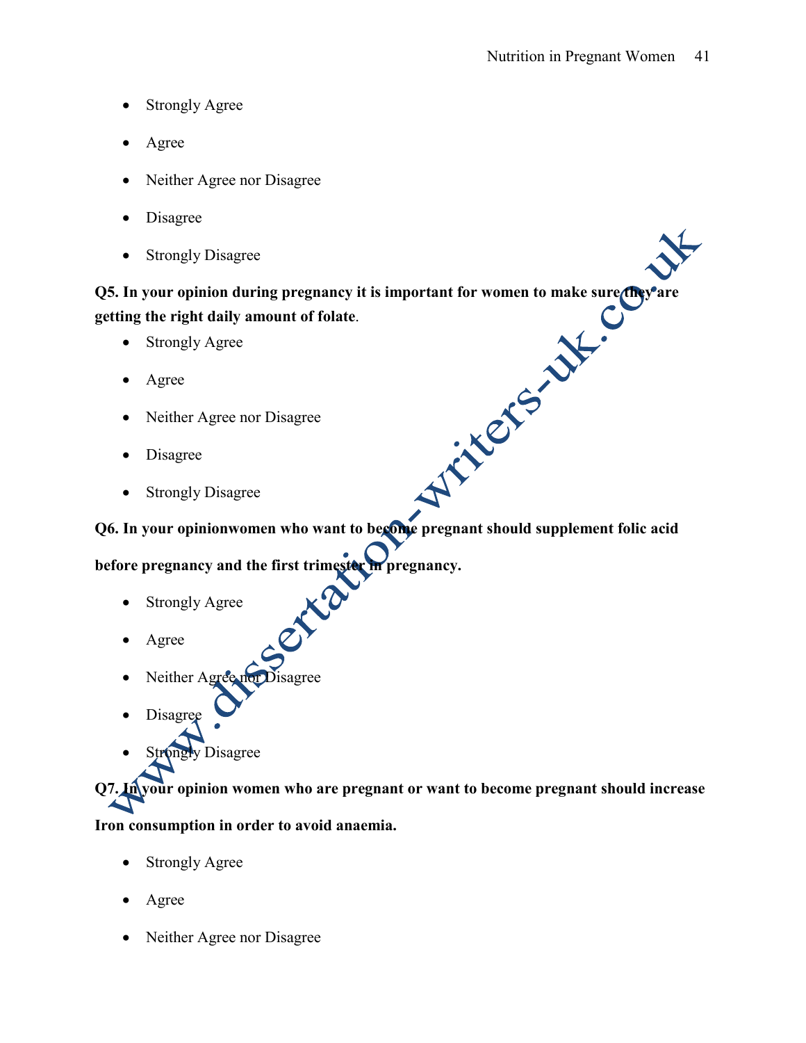- Strongly Agree
- Agree
- Neither Agree nor Disagree
- Disagree
- Strongly Disagree

**Q5. In your opinion during pregnancy it is important for women to make sure they are getting the right daily amount of folate**.

- Strongly Agree
- Agree
- Neither Agree nor Disagree
- Disagree
- Strongly Disagree

**Q6. In your opinionwomen who want to become pregnant should supplement folic acid before pregnancy and the first trimester in pregnancy.**

- Strongly Agree
- Agree
- Neither Agree nor Disagree
- Disagree
- Strongly Disagree

**Q7. In your opinion women who are pregnant or want to become pregnant should increase Iron consumption in order to avoid anaemia.**

- Strongly Agree
- Agree
- Neither Agree nor Disagree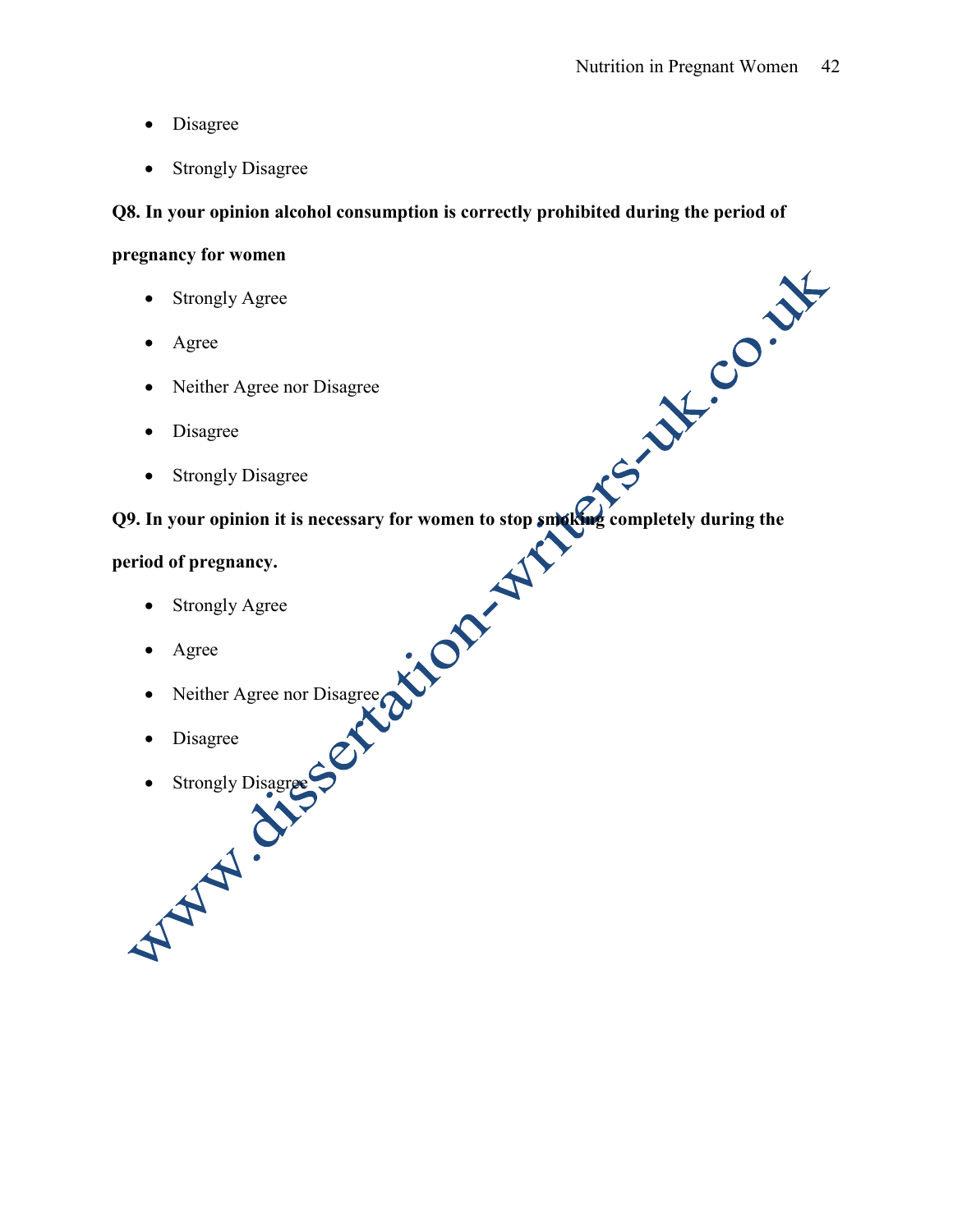- Disagree
- Strongly Disagree

**Q8. In your opinion alcohol consumption is correctly prohibited during the period of pregnancy for women**

- Strongly Agree
- Agree
- Neither Agree nor Disagree
- Disagree
- Strongly Disagree

**Q9. In your opinion it is necessary for women to stop smoking completely during the period of pregnancy.**

- Strongly Agree
- Agree
- Neither Agree nor Disagree
- Disagree
- Strongly Disagree